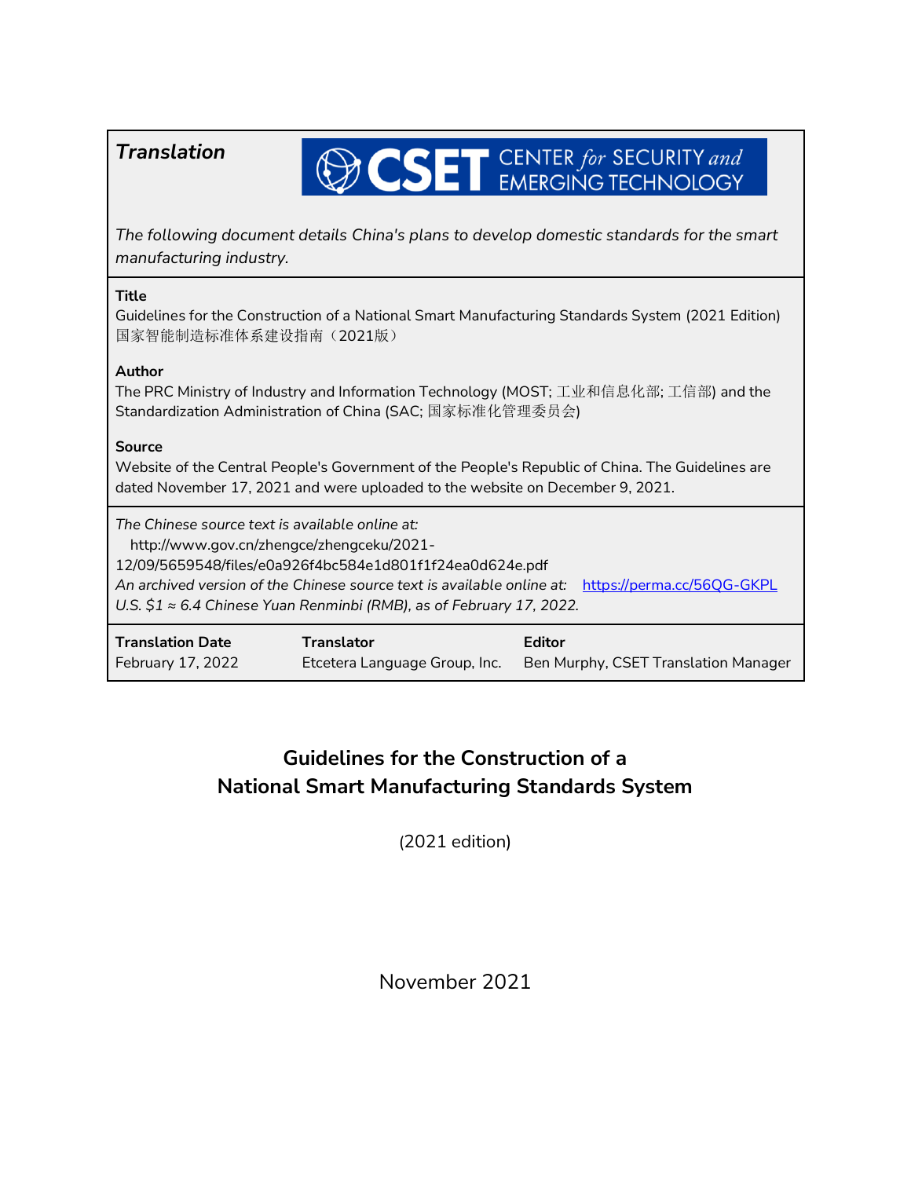***Translation***

CSET CENTER *for* SECURITY *and* EMERGING TECHNOLOGY

*The following document details China's plans to develop domestic standards for the smart manufacturing industry.*

**Title**
Guidelines for the Construction of a National Smart Manufacturing Standards System (2021 Edition)
国家智能制造标准体系建设指南（2021版）

**Author**
The PRC Ministry of Industry and Information Technology (MOST; 工业和信息化部; 工信部) and the Standardization Administration of China (SAC; 国家标准化管理委员会)

**Source**
Website of the Central People's Government of the People's Republic of China. The Guidelines are dated November 17, 2021 and were uploaded to the website on December 9, 2021.

*The Chinese source text is available online at:*
http://www.gov.cn/zhengce/zhengceku/2021-12/09/5659548/files/e0a926f4bc584e1d801f1f24ea0d624e.pdf
*An archived version of the Chinese source text is available online at:* https://perma.cc/56QG-GKPL
*U.S. $1 ≈ 6.4 Chinese Yuan Renminbi (RMB), as of February 17, 2022.*

| **Translation Date** | **Translator** | **Editor** |
|---|---|---|
| February 17, 2022 | Etcetera Language Group, Inc. | Ben Murphy, CSET Translation Manager |

# Guidelines for the Construction of a National Smart Manufacturing Standards System

(2021 edition)

November 2021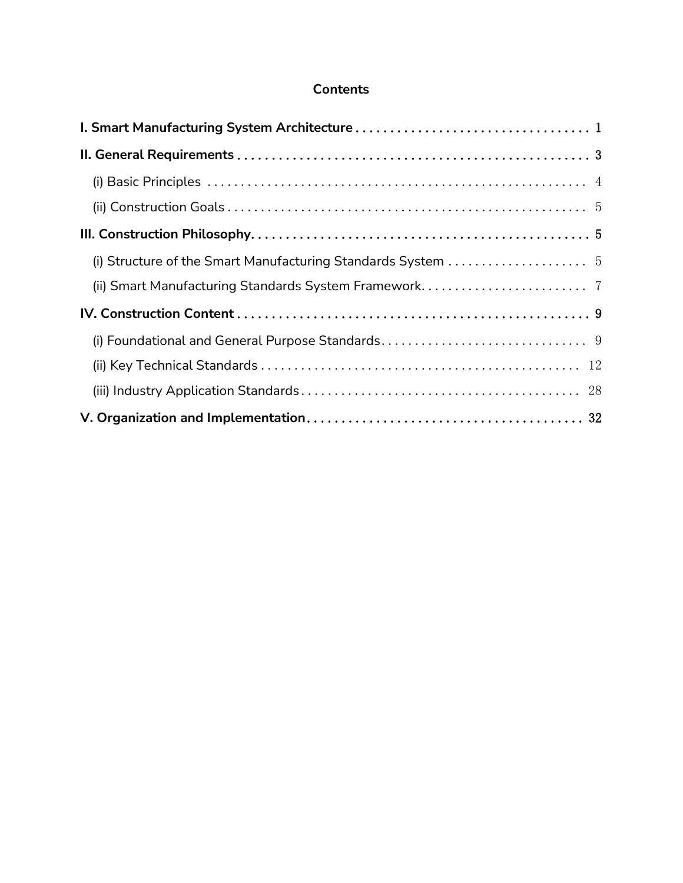# Contents

**I. Smart Manufacturing System Architecture** ........ 1

**II. General Requirements** ........ 3

- (i) Basic Principles ........ 4
- (ii) Construction Goals ........ 5

**III. Construction Philosophy** ........ 5

- (i) Structure of the Smart Manufacturing Standards System ........ 5
- (ii) Smart Manufacturing Standards System Framework ........ 7

**IV. Construction Content** ........ 9

- (i) Foundational and General Purpose Standards ........ 9
- (ii) Key Technical Standards ........ 12
- (iii) Industry Application Standards ........ 28

**V. Organization and Implementation** ........ 32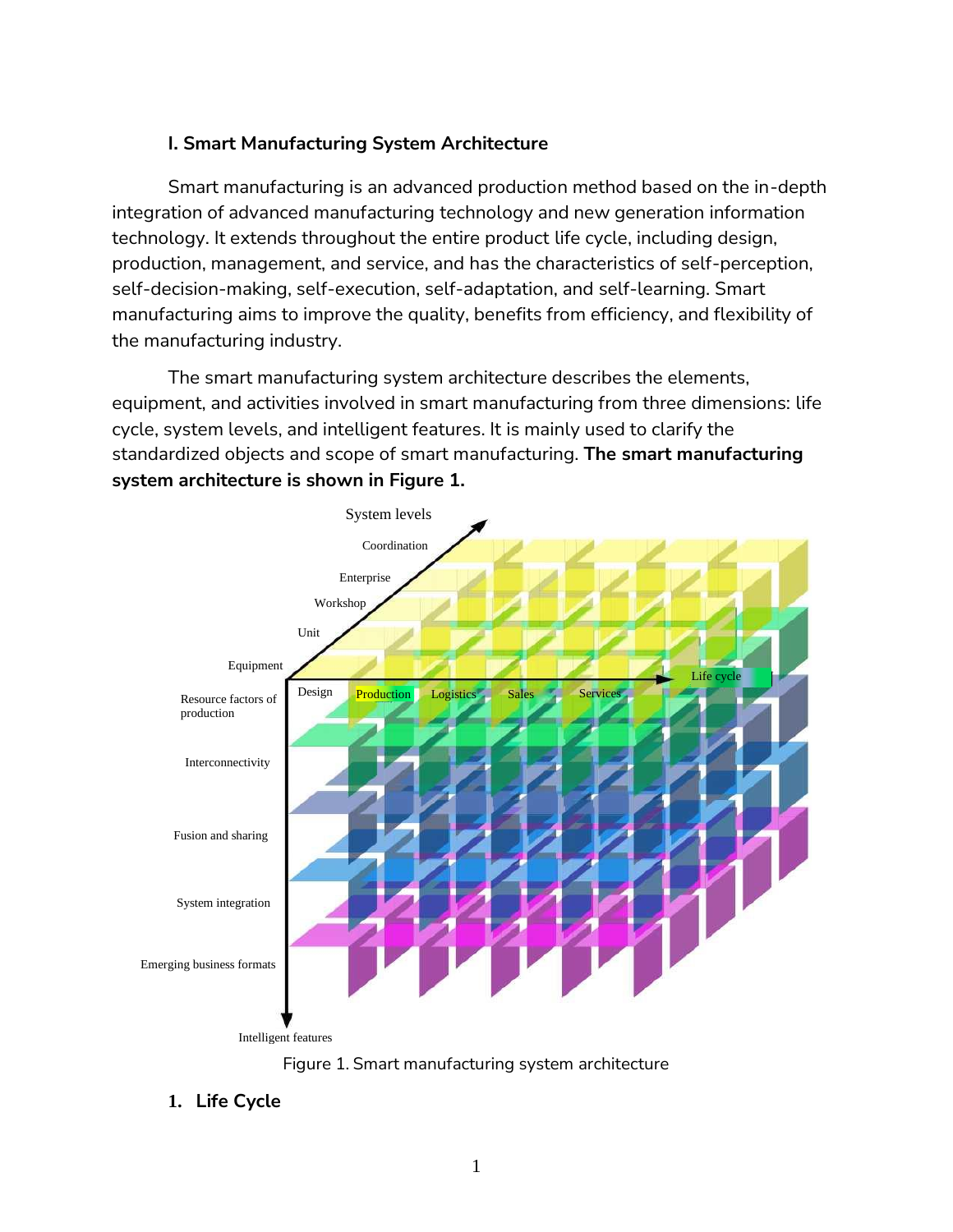### I. Smart Manufacturing System Architecture

Smart manufacturing is an advanced production method based on the in-depth integration of advanced manufacturing technology and new generation information technology. It extends throughout the entire product life cycle, including design, production, management, and service, and has the characteristics of self-perception, self-decision-making, self-execution, self-adaptation, and self-learning. Smart manufacturing aims to improve the quality, benefits from efficiency, and flexibility of the manufacturing industry.

The smart manufacturing system architecture describes the elements, equipment, and activities involved in smart manufacturing from three dimensions: life cycle, system levels, and intelligent features. It is mainly used to clarify the standardized objects and scope of smart manufacturing. **The smart manufacturing system architecture is shown in Figure 1.**

Figure 1. Smart manufacturing system architecture

#### 1. Life Cycle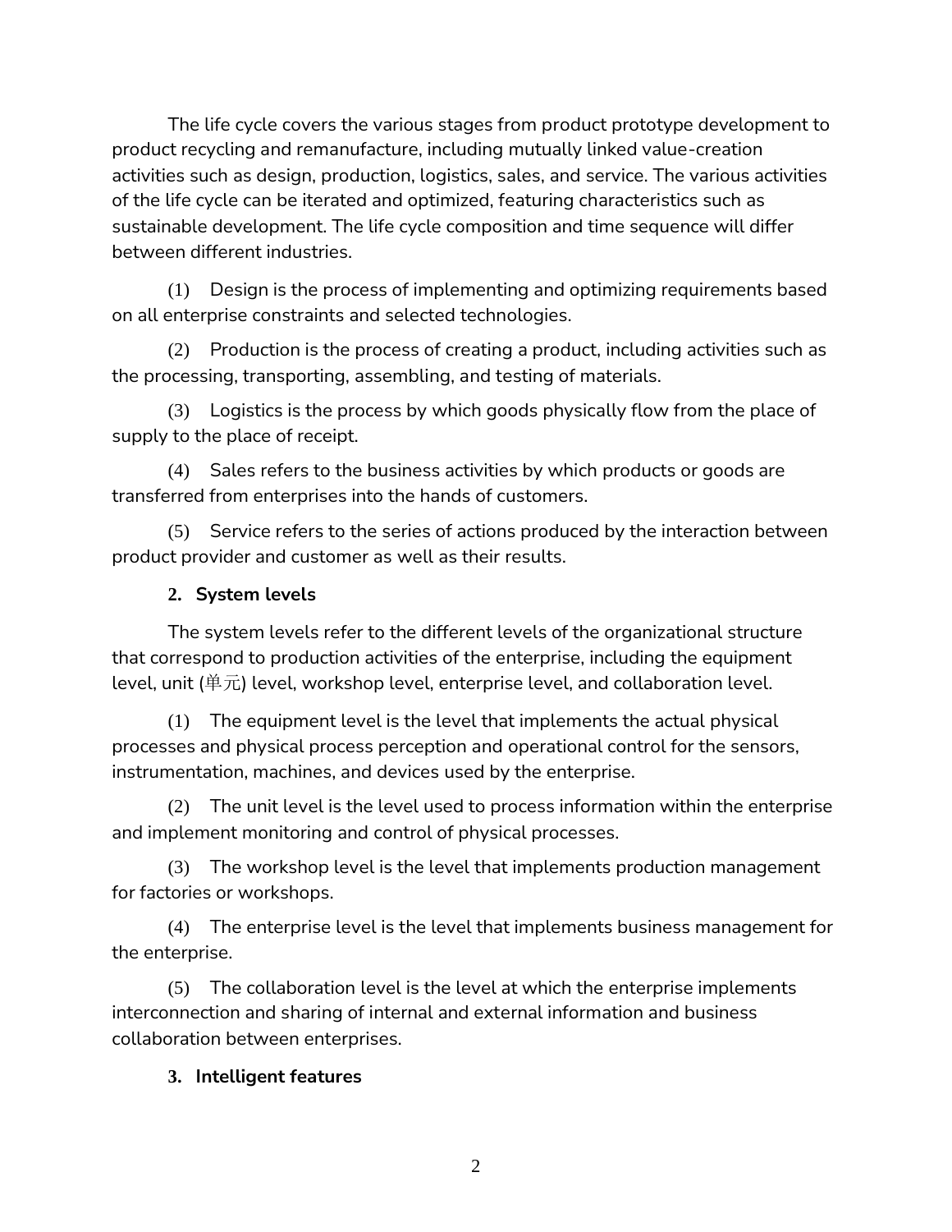The life cycle covers the various stages from product prototype development to product recycling and remanufacture, including mutually linked value-creation activities such as design, production, logistics, sales, and service. The various activities of the life cycle can be iterated and optimized, featuring characteristics such as sustainable development. The life cycle composition and time sequence will differ between different industries.

(1) Design is the process of implementing and optimizing requirements based on all enterprise constraints and selected technologies.

(2) Production is the process of creating a product, including activities such as the processing, transporting, assembling, and testing of materials.

(3) Logistics is the process by which goods physically flow from the place of supply to the place of receipt.

(4) Sales refers to the business activities by which products or goods are transferred from enterprises into the hands of customers.

(5) Service refers to the series of actions produced by the interaction between product provider and customer as well as their results.

### 2. System levels

The system levels refer to the different levels of the organizational structure that correspond to production activities of the enterprise, including the equipment level, unit (单元) level, workshop level, enterprise level, and collaboration level.

(1) The equipment level is the level that implements the actual physical processes and physical process perception and operational control for the sensors, instrumentation, machines, and devices used by the enterprise.

(2) The unit level is the level used to process information within the enterprise and implement monitoring and control of physical processes.

(3) The workshop level is the level that implements production management for factories or workshops.

(4) The enterprise level is the level that implements business management for the enterprise.

(5) The collaboration level is the level at which the enterprise implements interconnection and sharing of internal and external information and business collaboration between enterprises.

### 3. Intelligent features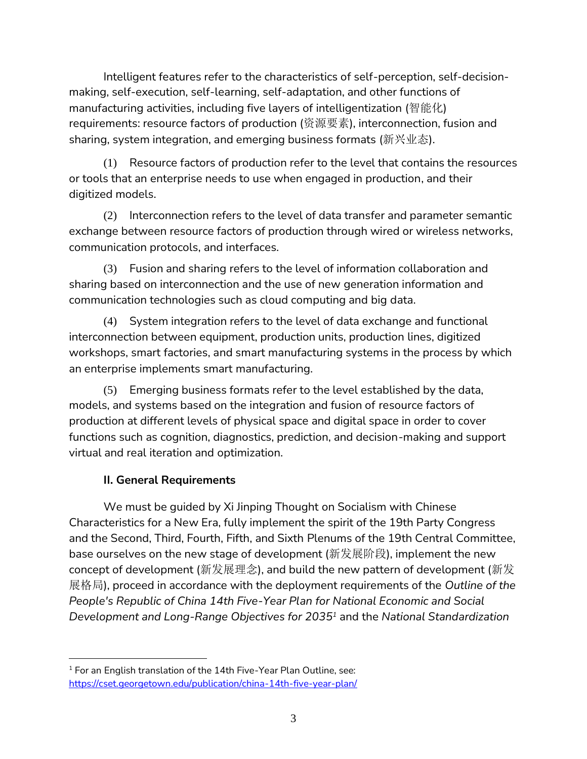Intelligent features refer to the characteristics of self-perception, self-decision-making, self-execution, self-learning, self-adaptation, and other functions of manufacturing activities, including five layers of intelligentization (智能化) requirements: resource factors of production (资源要素), interconnection, fusion and sharing, system integration, and emerging business formats (新兴业态).

(1) Resource factors of production refer to the level that contains the resources or tools that an enterprise needs to use when engaged in production, and their digitized models.

(2) Interconnection refers to the level of data transfer and parameter semantic exchange between resource factors of production through wired or wireless networks, communication protocols, and interfaces.

(3) Fusion and sharing refers to the level of information collaboration and sharing based on interconnection and the use of new generation information and communication technologies such as cloud computing and big data.

(4) System integration refers to the level of data exchange and functional interconnection between equipment, production units, production lines, digitized workshops, smart factories, and smart manufacturing systems in the process by which an enterprise implements smart manufacturing.

(5) Emerging business formats refer to the level established by the data, models, and systems based on the integration and fusion of resource factors of production at different levels of physical space and digital space in order to cover functions such as cognition, diagnostics, prediction, and decision-making and support virtual and real iteration and optimization.

### II. General Requirements

We must be guided by Xi Jinping Thought on Socialism with Chinese Characteristics for a New Era, fully implement the spirit of the 19th Party Congress and the Second, Third, Fourth, Fifth, and Sixth Plenums of the 19th Central Committee, base ourselves on the new stage of development (新发展阶段), implement the new concept of development (新发展理念), and build the new pattern of development (新发展格局), proceed in accordance with the deployment requirements of the *Outline of the People's Republic of China 14th Five-Year Plan for National Economic and Social Development and Long-Range Objectives for 2035*[1] and the *National Standardization*

[1] For an English translation of the 14th Five-Year Plan Outline, see: https://cset.georgetown.edu/publication/china-14th-five-year-plan/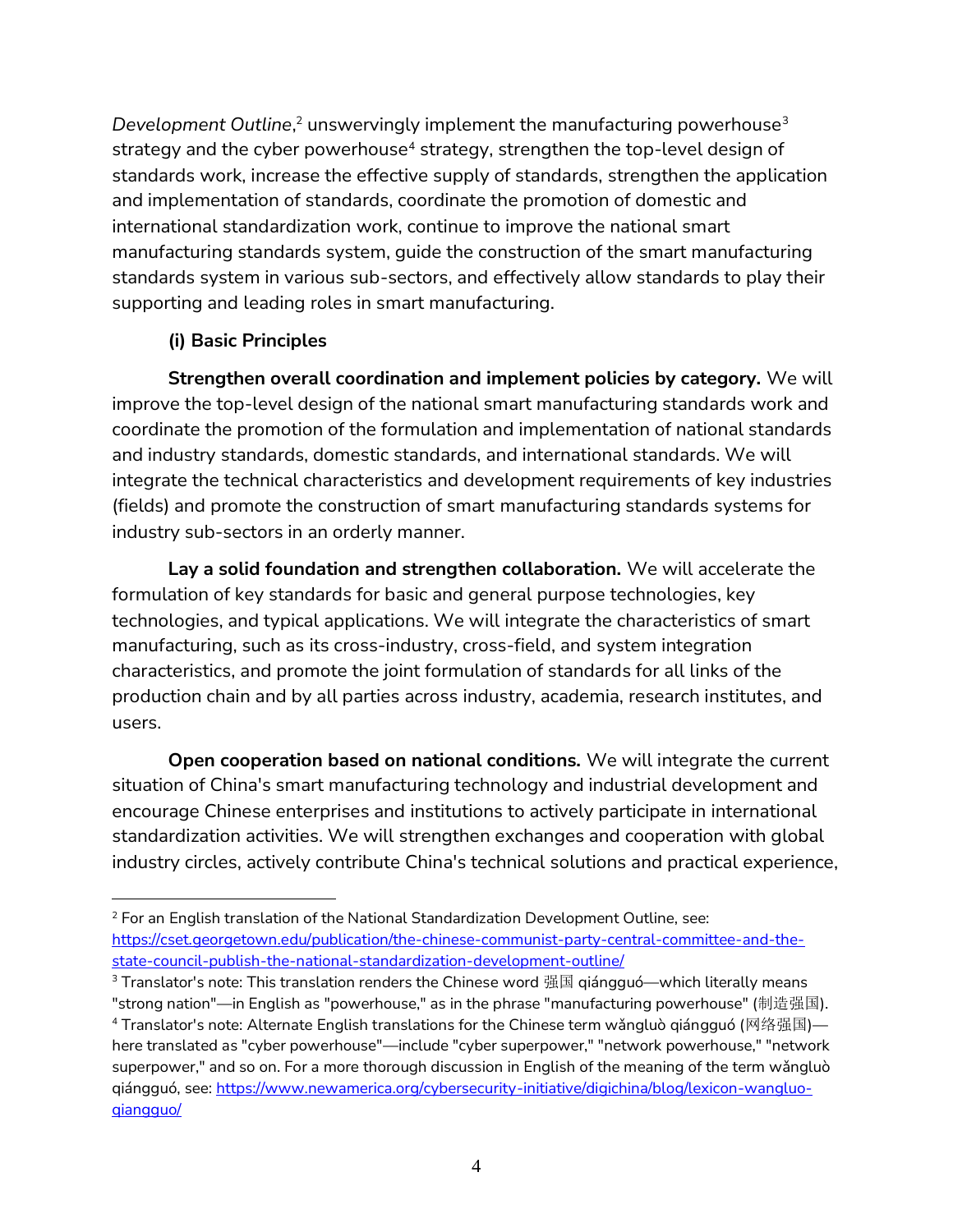*Development Outline*,[2] unswervingly implement the manufacturing powerhouse[3] strategy and the cyber powerhouse[4] strategy, strengthen the top-level design of standards work, increase the effective supply of standards, strengthen the application and implementation of standards, coordinate the promotion of domestic and international standardization work, continue to improve the national smart manufacturing standards system, guide the construction of the smart manufacturing standards system in various sub-sectors, and effectively allow standards to play their supporting and leading roles in smart manufacturing.

**(i) Basic Principles**

**Strengthen overall coordination and implement policies by category.** We will improve the top-level design of the national smart manufacturing standards work and coordinate the promotion of the formulation and implementation of national standards and industry standards, domestic standards, and international standards. We will integrate the technical characteristics and development requirements of key industries (fields) and promote the construction of smart manufacturing standards systems for industry sub-sectors in an orderly manner.

**Lay a solid foundation and strengthen collaboration.** We will accelerate the formulation of key standards for basic and general purpose technologies, key technologies, and typical applications. We will integrate the characteristics of smart manufacturing, such as its cross-industry, cross-field, and system integration characteristics, and promote the joint formulation of standards for all links of the production chain and by all parties across industry, academia, research institutes, and users.

**Open cooperation based on national conditions.** We will integrate the current situation of China's smart manufacturing technology and industrial development and encourage Chinese enterprises and institutions to actively participate in international standardization activities. We will strengthen exchanges and cooperation with global industry circles, actively contribute China's technical solutions and practical experience,

---

[2] For an English translation of the National Standardization Development Outline, see: https://cset.georgetown.edu/publication/the-chinese-communist-party-central-committee-and-the-state-council-publish-the-national-standardization-development-outline/

[3] Translator's note: This translation renders the Chinese word 强国 qiángguó—which literally means "strong nation"—in English as "powerhouse," as in the phrase "manufacturing powerhouse" (制造强国).

[4] Translator's note: Alternate English translations for the Chinese term wǎngluò qiángguó (网络强国)—here translated as "cyber powerhouse"—include "cyber superpower," "network powerhouse," "network superpower," and so on. For a more thorough discussion in English of the meaning of the term wǎngluò qiángguó, see: https://www.newamerica.org/cybersecurity-initiative/digichina/blog/lexicon-wangluo-qiangguo/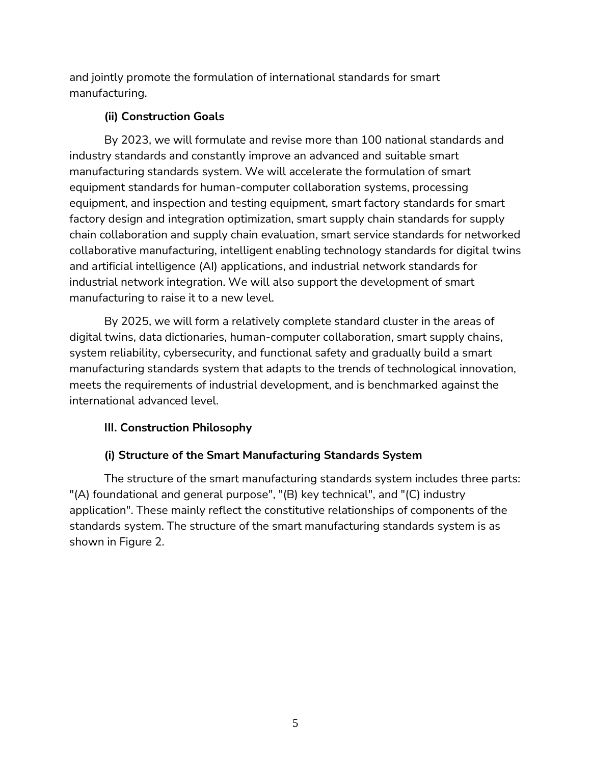and jointly promote the formulation of international standards for smart manufacturing.

### (ii) Construction Goals

By 2023, we will formulate and revise more than 100 national standards and industry standards and constantly improve an advanced and suitable smart manufacturing standards system. We will accelerate the formulation of smart equipment standards for human-computer collaboration systems, processing equipment, and inspection and testing equipment, smart factory standards for smart factory design and integration optimization, smart supply chain standards for supply chain collaboration and supply chain evaluation, smart service standards for networked collaborative manufacturing, intelligent enabling technology standards for digital twins and artificial intelligence (AI) applications, and industrial network standards for industrial network integration. We will also support the development of smart manufacturing to raise it to a new level.

By 2025, we will form a relatively complete standard cluster in the areas of digital twins, data dictionaries, human-computer collaboration, smart supply chains, system reliability, cybersecurity, and functional safety and gradually build a smart manufacturing standards system that adapts to the trends of technological innovation, meets the requirements of industrial development, and is benchmarked against the international advanced level.

## III. Construction Philosophy

### (i) Structure of the Smart Manufacturing Standards System

The structure of the smart manufacturing standards system includes three parts: "(A) foundational and general purpose", "(B) key technical", and "(C) industry application". These mainly reflect the constitutive relationships of components of the standards system. The structure of the smart manufacturing standards system is as shown in Figure 2.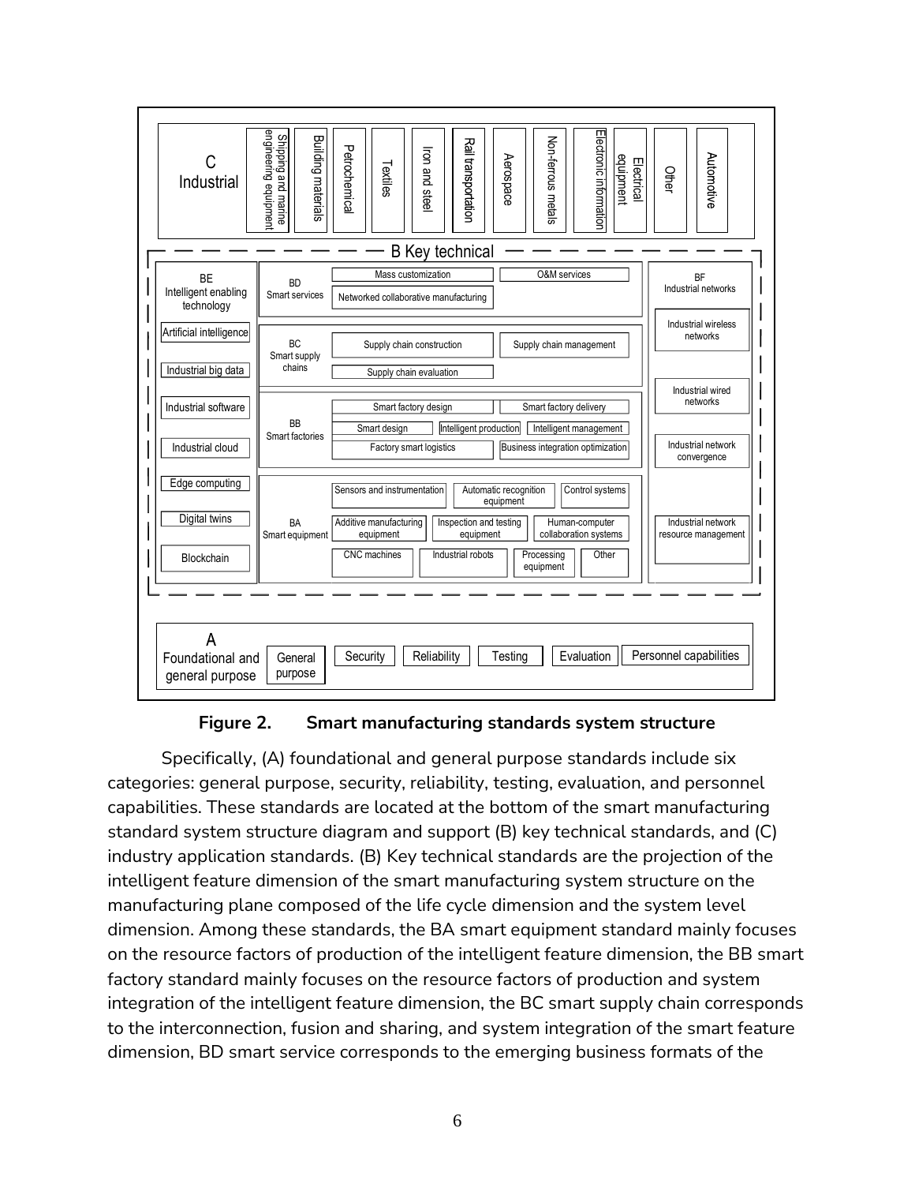**C Industrial**: Shipping and marine engineering equipment | Building materials | Petrochemical | Textiles | Iron and steel | Rail transportation | Aerospace | Non-ferrous metals | Electronic information | Electrical equipment | Other | Automotive

**B Key technical**

- **BE Intelligent enabling technology**: Artificial intelligence | Industrial big data | Industrial software | Industrial cloud | Edge computing | Digital twins | Blockchain
- **BD Smart services**: Mass customization | O&M services | Networked collaborative manufacturing
- **BC Smart supply chains**: Supply chain construction | Supply chain management | Supply chain evaluation
- **BB Smart factories**: Smart factory design | Smart factory delivery | Smart design | Intelligent production | Intelligent management | Factory smart logistics | Business integration optimization
- **BA Smart equipment**: Sensors and instrumentation | Automatic recognition equipment | Control systems | Additive manufacturing equipment | Inspection and testing equipment | Human-computer collaboration systems | CNC machines | Industrial robots | Processing equipment | Other
- **BF Industrial networks**: Industrial wireless networks | Industrial wired networks | Industrial network convergence | Industrial network resource management

**A Foundational and general purpose**: General purpose | Security | Reliability | Testing | Evaluation | Personnel capabilities

**Figure 2. Smart manufacturing standards system structure**

Specifically, (A) foundational and general purpose standards include six categories: general purpose, security, reliability, testing, evaluation, and personnel capabilities. These standards are located at the bottom of the smart manufacturing standard system structure diagram and support (B) key technical standards, and (C) industry application standards. (B) Key technical standards are the projection of the intelligent feature dimension of the smart manufacturing system structure on the manufacturing plane composed of the life cycle dimension and the system level dimension. Among these standards, the BA smart equipment standard mainly focuses on the resource factors of production of the intelligent feature dimension, the BB smart factory standard mainly focuses on the resource factors of production and system integration of the intelligent feature dimension, the BC smart supply chain corresponds to the interconnection, fusion and sharing, and system integration of the smart feature dimension, BD smart service corresponds to the emerging business formats of the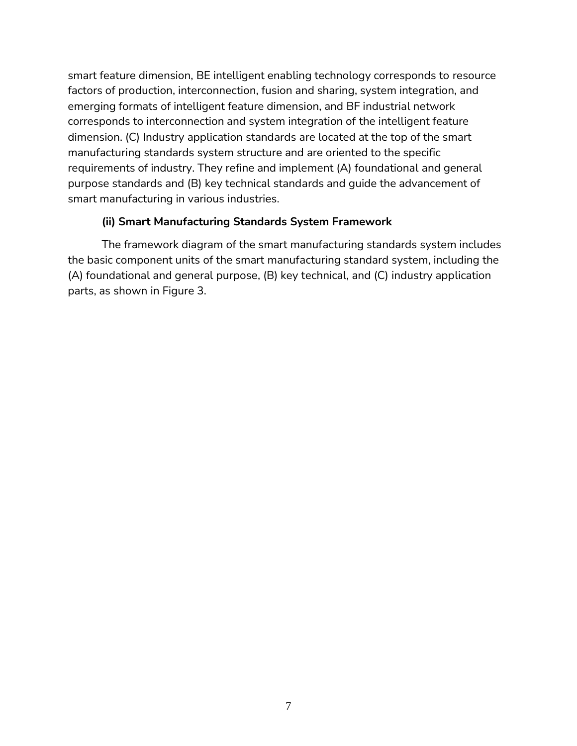smart feature dimension, BE intelligent enabling technology corresponds to resource factors of production, interconnection, fusion and sharing, system integration, and emerging formats of intelligent feature dimension, and BF industrial network corresponds to interconnection and system integration of the intelligent feature dimension. (C) Industry application standards are located at the top of the smart manufacturing standards system structure and are oriented to the specific requirements of industry. They refine and implement (A) foundational and general purpose standards and (B) key technical standards and guide the advancement of smart manufacturing in various industries.

### (ii) Smart Manufacturing Standards System Framework

The framework diagram of the smart manufacturing standards system includes the basic component units of the smart manufacturing standard system, including the (A) foundational and general purpose, (B) key technical, and (C) industry application parts, as shown in Figure 3.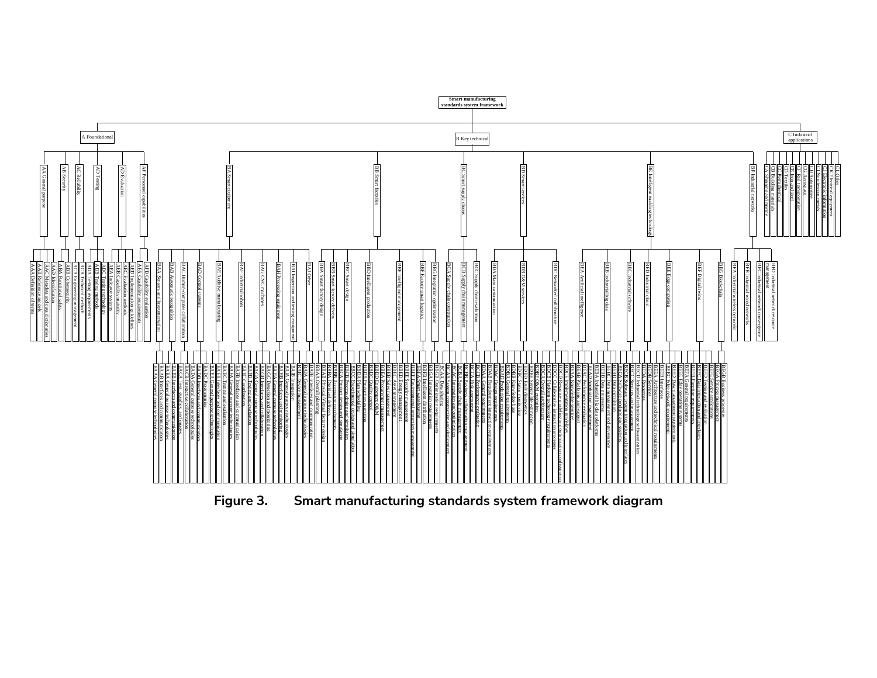Smart manufacturing standards system framework

- A Foundational
  - AA General purpose
    - AAA Definition of terms
    - AAB Reference models
    - AAC Metadata and data dictionaries
    - AAD Identification
  - AB Security
    - ABA Functional safety
    - ABB Cybersecurity
  - AC Reliability
    - ACA Engineering management
    - ACB Technical methods
  - AD Testing
    - ADA Testing requirements
    - ADB Testing methods
    - ADC Testing technology
  - AE Evaluation
    - AEA Indicator systems
    - AEB Capability maturity
    - AEC Evaluation methods
    - AED Implementation guidelines
  - AF Personnel capabilities
    - AFA Capability requirements
    - AFB Capability evaluation
- B Key technical
  - BA Smart equipment
    - BAA Sensors and instrumentation
      - BAAA General purpose technologies
      - BAAB Interfaces and communication
    - BAB Automatic recognition
      - BABA General purpose technologies
      - BABB Interfaces and communication
    - BAC Human-computer collaboration
      - BACA Task collaboration
      - BACB Interactive collaboration
    - BAD Control systems
      - BADA General purpose technologies
      - BADB Interfaces and communication
      - BADC Programming
    - BAE Additive manufacturing
      - BAEA General purpose technologies
      - BAEB Interfaces and communication
      - BAEC Testing and evaluation
    - BAF Industrial robots
      - BAFA General purpose technologies
      - BAFB Interfaces and communication
      - BAFC Coordination
      - BAFD Testing and evaluation
    - BAG CNC machines
      - BAGA General purpose technologies
      - BAGB Interfaces and collaboration
      - BAGC Detection and maintenance
    - BAH Processing equipment
      - BAHA General purpose technologies
      - BAHB Interfaces and monitoring
      - BAHC Process improvement technologies
    - BAI Inspection and testing equipment
      - BAIA Integration
      - BAIB Data management
      - BAIC Device management
    - BAJ Other
      - BAJA General purpose technologies
      - BAJB Interfaces and communication
  - BB Smart factories
    - BBA Smart factory design
      - BBAA Overall planning
      - BBAB Physical/Virtual factory design
    - BBB Smart factory delivery
      - BBBA Delivery content
      - BBBB Delivery requirements
    - BBC Smart design
      - BBCA Product design and simulation
      - BBCB Process design and simulation
      - BBCC Experimental design and simulation
    - BBD Intelligent production
      - BBDA Plan scheduling
      - BBDB Production execution
      - BBDC Quality control
      - BBDD Equipment O&M
    - BBE Intelligent management
      - BBEA Procurement management
      - BBEB Sales management
      - BBEC Asset management
      - BBED Energy management
      - BBEE Security management
      - BBEF Environmental protection management
    - BBF Factory smart logistics
      - BBFA Smart warehousing
      - BBFB Intelligent distribution
    - BBG Integration optimization
      - BBGA Integration requirements
      - BBGB Optimization requirements
  - BC Smart supply chains
    - BCA Supply chain construction
      - BCAA Systems construction and deployment
      - BCAB Data sharing
      - BCAC Interaction and coordination
    - BCB Supply chain management
      - BCBA Supply chain management
      - BCBB Supply chain collaborative management
    - BCC Supply chain evaluation
      - BCCA Risk assessment
      - BCCB Performance evaluation
  - BD Smart services
    - BDA Mass customization
      - BDAA Customization requirements
      - BDAB Requirement interaction requirements
      - BDAC Design requirements
      - BDAD Production requirements
    - BDB O&M services
      - BDBA Status monitoring
      - BDBB Knowledge base
      - BDBC Status monitoring
      - BDBD Fault diagnostics
      - BDBE Service life prediction
      - BDBF O&M execution
    - BDC Networked collaborative
      - BDCA Overall architecture
      - BDCB Collaborative design requirements
      - BDCC Collaborative interaction processes
      - BDCD Resource modeling and optimization configuration
      - BDCE Implementation guidelines
  - BE Intelligent enabling technology
    - BEA Artificial intelligence
      - BEAA Data and knowledge
      - BEAB Performance evaluation
      - BEAC Platform and support
      - BEAD Application management
    - BEB Industrial big data
      - BEBA Industrial data platforms
      - BEBB Data processing
      - BEBC Data management and governance
    - BEC Industrial software
      - BECA Software products and systems
      - BECB Software system integration and interfaces
      - BECC Services and management
    - BED Industrial cloud
      - BEDA Resources
      - BEDB Services
    - BEE Edge computing
      - BEEA Architecture and technical requirements
      - BEEB Edge network requirements
      - BEEC Edge platforms
    - BEF Digital twins
      - BEFA General requirements
      - BEFB Data management requirements
      - BEFC Function requirements
      - BEFD Data interaction and interfaces
      - BEFE Testing and evaluation
      - BEFF Service applications
    - BEG Blockchain
      - BEGA Process management
      - BEGB Business processes
  - BF Industrial networks
    - BFA Industrial wireless networks
    - BFB Industrial wired networks
    - BFC Industrial network convergence
    - BFD Industrial network resource management
- C Industrial applications
  - CA Shipping and marine
  - CB Building materials
  - CC Petrochemical
  - CD Textiles
  - CE Iron and steel
  - CF Rail transportation
  - CG Aerospace
  - CH Automotive
  - CI Non-ferrous metals
  - CJ Electronic information
  - CK Electrical equipment
  - CL Other

**Figure 3. Smart manufacturing standards system framework diagram**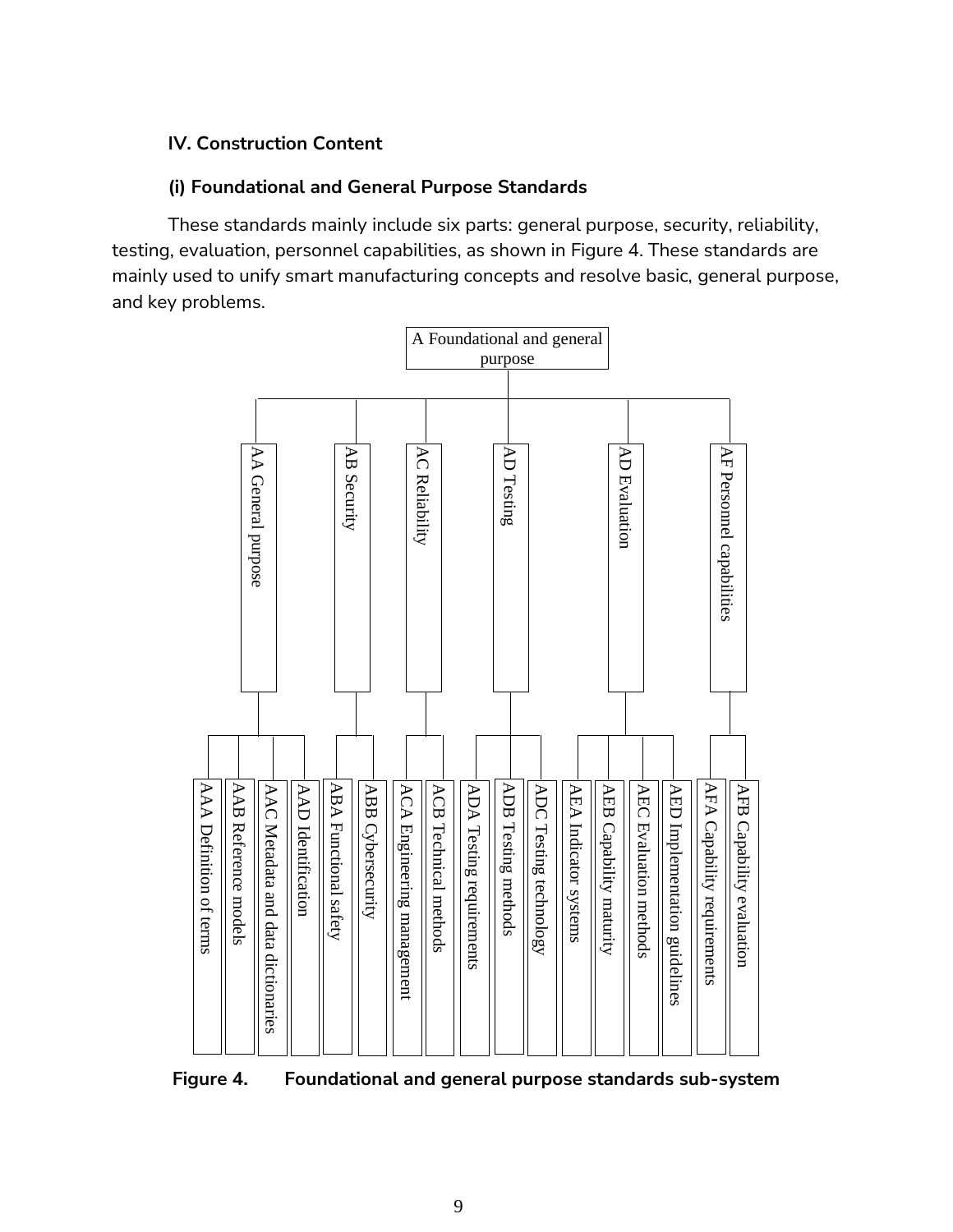## IV. Construction Content

### (i) Foundational and General Purpose Standards

These standards mainly include six parts: general purpose, security, reliability, testing, evaluation, personnel capabilities, as shown in Figure 4. These standards are mainly used to unify smart manufacturing concepts and resolve basic, general purpose, and key problems.

- A Foundational and general purpose
  - AA General purpose
    - AAA Definition of terms
    - AAB Reference models
    - AAC Metadata and data dictionaries
    - AAD Identification
  - AB Security
    - ABA Functional safety
    - ABB Cybersecurity
  - AC Reliability
    - ACA Engineering management
    - ACB Technical methods
  - AD Testing
    - ADA Testing requirements
    - ADB Testing methods
    - ADC Testing technology
  - AD Evaluation
    - AEA Indicator systems
    - AEB Capability maturity
    - AEC Evaluation methods
    - AED Implementation guidelines
  - AF Personnel capabilities
    - AFA Capability requirements
    - AFB Capability evaluation

**Figure 4. Foundational and general purpose standards sub-system**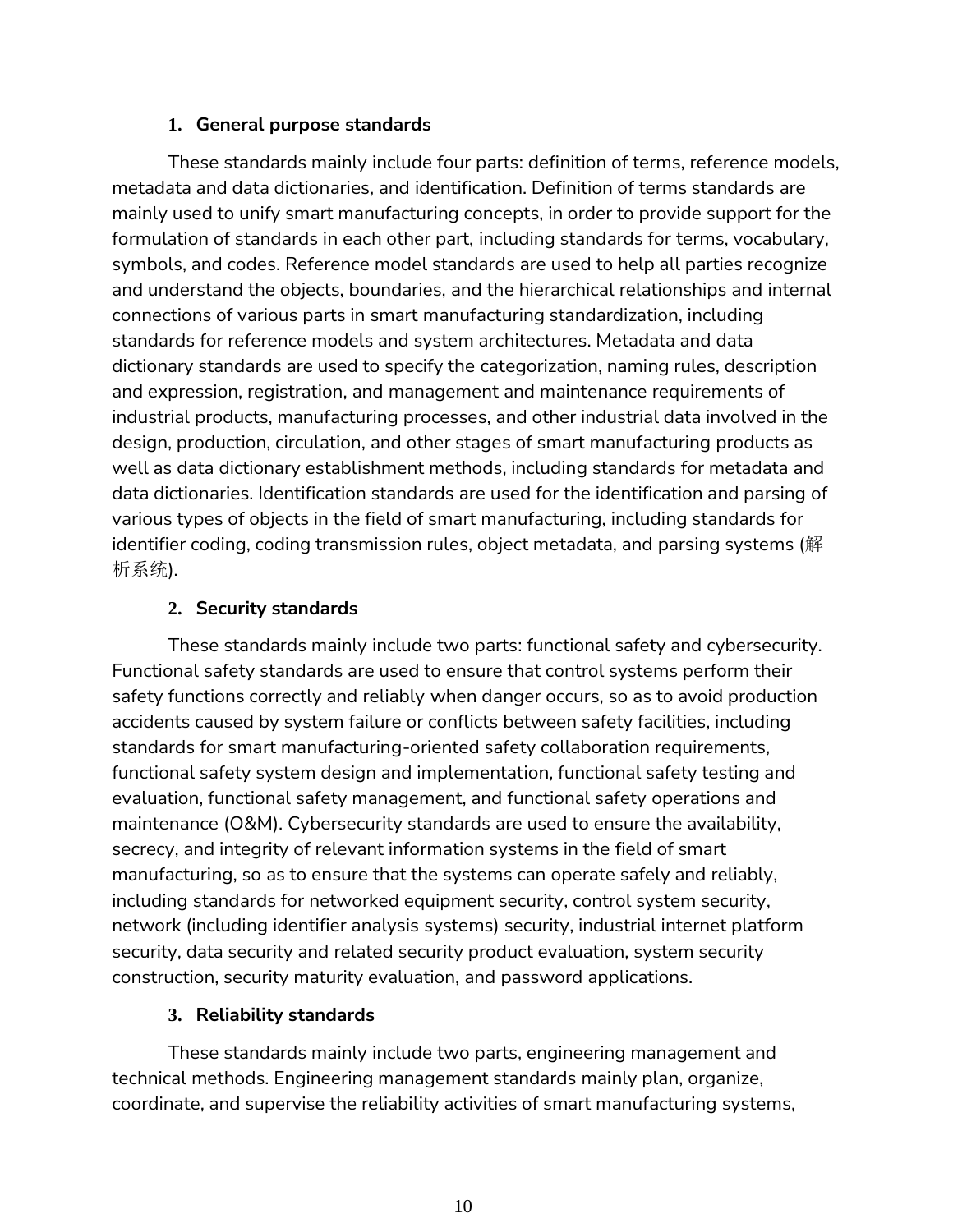### 1. General purpose standards

These standards mainly include four parts: definition of terms, reference models, metadata and data dictionaries, and identification. Definition of terms standards are mainly used to unify smart manufacturing concepts, in order to provide support for the formulation of standards in each other part, including standards for terms, vocabulary, symbols, and codes. Reference model standards are used to help all parties recognize and understand the objects, boundaries, and the hierarchical relationships and internal connections of various parts in smart manufacturing standardization, including standards for reference models and system architectures. Metadata and data dictionary standards are used to specify the categorization, naming rules, description and expression, registration, and management and maintenance requirements of industrial products, manufacturing processes, and other industrial data involved in the design, production, circulation, and other stages of smart manufacturing products as well as data dictionary establishment methods, including standards for metadata and data dictionaries. Identification standards are used for the identification and parsing of various types of objects in the field of smart manufacturing, including standards for identifier coding, coding transmission rules, object metadata, and parsing systems (解析系统).

### 2. Security standards

These standards mainly include two parts: functional safety and cybersecurity. Functional safety standards are used to ensure that control systems perform their safety functions correctly and reliably when danger occurs, so as to avoid production accidents caused by system failure or conflicts between safety facilities, including standards for smart manufacturing-oriented safety collaboration requirements, functional safety system design and implementation, functional safety testing and evaluation, functional safety management, and functional safety operations and maintenance (O&M). Cybersecurity standards are used to ensure the availability, secrecy, and integrity of relevant information systems in the field of smart manufacturing, so as to ensure that the systems can operate safely and reliably, including standards for networked equipment security, control system security, network (including identifier analysis systems) security, industrial internet platform security, data security and related security product evaluation, system security construction, security maturity evaluation, and password applications.

### 3. Reliability standards

These standards mainly include two parts, engineering management and technical methods. Engineering management standards mainly plan, organize, coordinate, and supervise the reliability activities of smart manufacturing systems,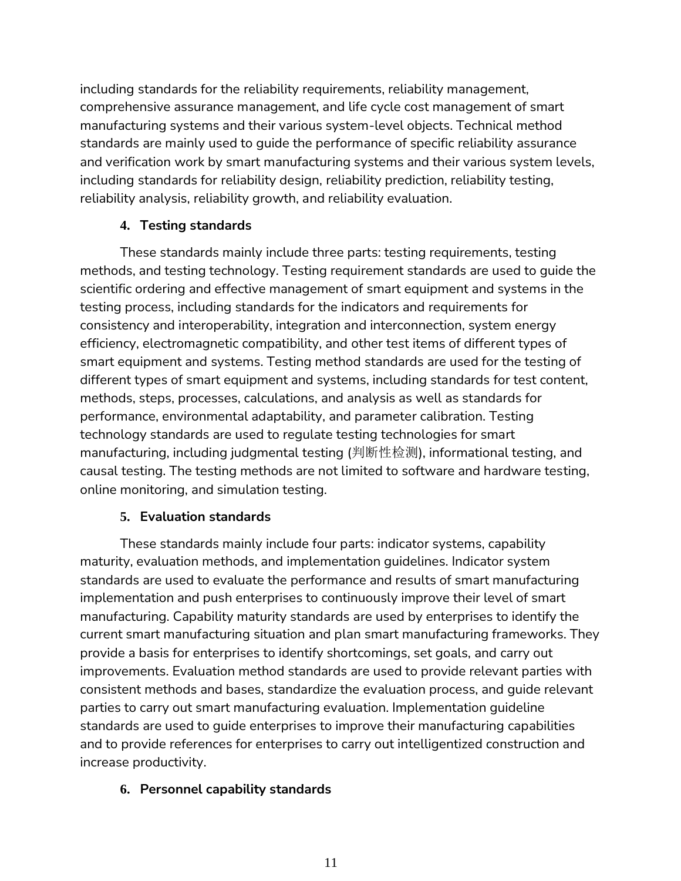including standards for the reliability requirements, reliability management, comprehensive assurance management, and life cycle cost management of smart manufacturing systems and their various system-level objects. Technical method standards are mainly used to guide the performance of specific reliability assurance and verification work by smart manufacturing systems and their various system levels, including standards for reliability design, reliability prediction, reliability testing, reliability analysis, reliability growth, and reliability evaluation.

#### 4. Testing standards

These standards mainly include three parts: testing requirements, testing methods, and testing technology. Testing requirement standards are used to guide the scientific ordering and effective management of smart equipment and systems in the testing process, including standards for the indicators and requirements for consistency and interoperability, integration and interconnection, system energy efficiency, electromagnetic compatibility, and other test items of different types of smart equipment and systems. Testing method standards are used for the testing of different types of smart equipment and systems, including standards for test content, methods, steps, processes, calculations, and analysis as well as standards for performance, environmental adaptability, and parameter calibration. Testing technology standards are used to regulate testing technologies for smart manufacturing, including judgmental testing (判断性检测), informational testing, and causal testing. The testing methods are not limited to software and hardware testing, online monitoring, and simulation testing.

#### 5. Evaluation standards

These standards mainly include four parts: indicator systems, capability maturity, evaluation methods, and implementation guidelines. Indicator system standards are used to evaluate the performance and results of smart manufacturing implementation and push enterprises to continuously improve their level of smart manufacturing. Capability maturity standards are used by enterprises to identify the current smart manufacturing situation and plan smart manufacturing frameworks. They provide a basis for enterprises to identify shortcomings, set goals, and carry out improvements. Evaluation method standards are used to provide relevant parties with consistent methods and bases, standardize the evaluation process, and guide relevant parties to carry out smart manufacturing evaluation. Implementation guideline standards are used to guide enterprises to improve their manufacturing capabilities and to provide references for enterprises to carry out intelligentized construction and increase productivity.

#### 6. Personnel capability standards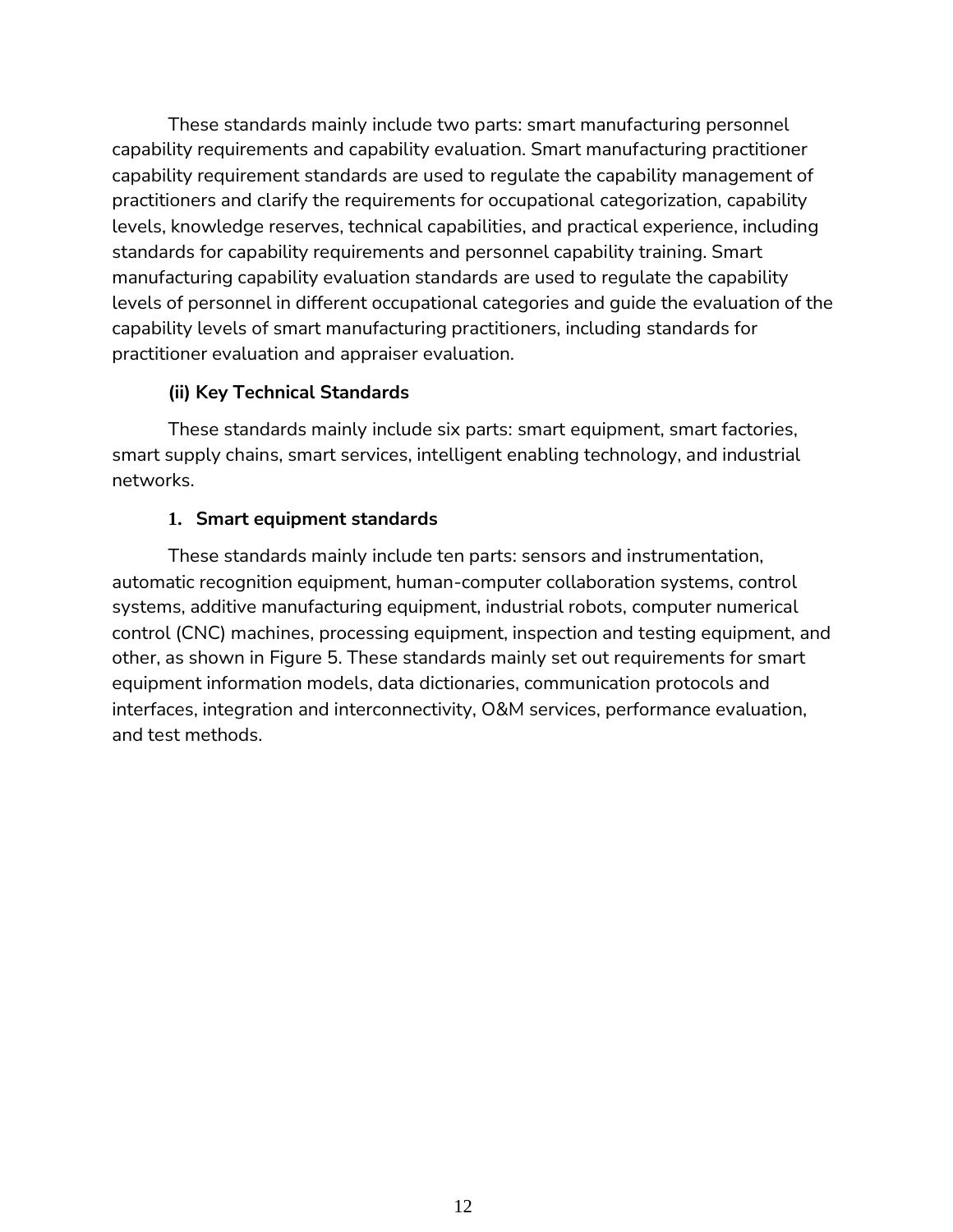These standards mainly include two parts: smart manufacturing personnel capability requirements and capability evaluation. Smart manufacturing practitioner capability requirement standards are used to regulate the capability management of practitioners and clarify the requirements for occupational categorization, capability levels, knowledge reserves, technical capabilities, and practical experience, including standards for capability requirements and personnel capability training. Smart manufacturing capability evaluation standards are used to regulate the capability levels of personnel in different occupational categories and guide the evaluation of the capability levels of smart manufacturing practitioners, including standards for practitioner evaluation and appraiser evaluation.

### (ii) Key Technical Standards

These standards mainly include six parts: smart equipment, smart factories, smart supply chains, smart services, intelligent enabling technology, and industrial networks.

#### 1. Smart equipment standards

These standards mainly include ten parts: sensors and instrumentation, automatic recognition equipment, human-computer collaboration systems, control systems, additive manufacturing equipment, industrial robots, computer numerical control (CNC) machines, processing equipment, inspection and testing equipment, and other, as shown in Figure 5. These standards mainly set out requirements for smart equipment information models, data dictionaries, communication protocols and interfaces, integration and interconnectivity, O&M services, performance evaluation, and test methods.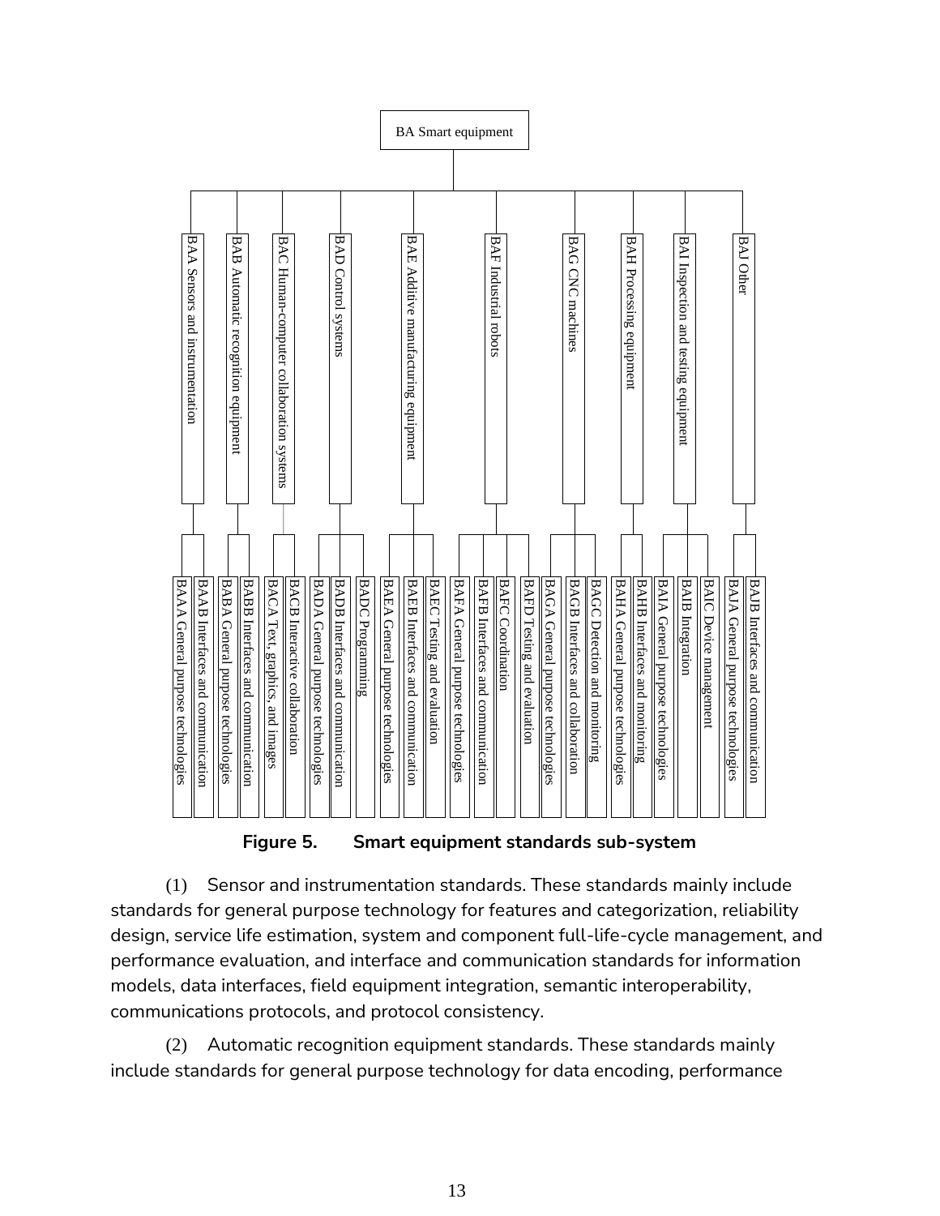- BA Smart equipment
  - BAA Sensors and instrumentation
    - BAAA General purpose technologies
    - BAAB Interfaces and communication
  - BAB Automatic recognition equipment
    - BABA General purpose technologies
    - BABB Interfaces and communication
  - BAC Human-computer collaboration systems
    - BACA Text, graphics, and images
    - BACB Interactive collaboration
  - BAD Control systems
    - BADA General purpose technologies
    - BADB Interfaces and communication
    - BADC Programming
  - BAE Additive manufacturing equipment
    - BAEA General purpose technologies
    - BAEB Interfaces and communication
    - BAEC Testing and evaluation
  - BAF Industrial robots
    - BAFA General purpose technologies
    - BAFB Interfaces and communication
    - BAFC Coordination
    - BAFD Testing and evaluation
  - BAG CNC machines
    - BAGA General purpose technologies
    - BAGB Interfaces and collaboration
    - BAGC Detection and monitoring
  - BAH Processing equipment
    - BAHA General purpose technologies
    - BAHB Interfaces and monitoring
  - BAI Inspection and testing equipment
    - BAIA General purpose technologies
    - BAIB Integration
    - BAIC Device management
  - BAJ Other
    - BAJA General purpose technologies
    - BAJB Interfaces and communication

**Figure 5. Smart equipment standards sub-system**

(1) Sensor and instrumentation standards. These standards mainly include standards for general purpose technology for features and categorization, reliability design, service life estimation, system and component full-life-cycle management, and performance evaluation, and interface and communication standards for information models, data interfaces, field equipment integration, semantic interoperability, communications protocols, and protocol consistency.

(2) Automatic recognition equipment standards. These standards mainly include standards for general purpose technology for data encoding, performance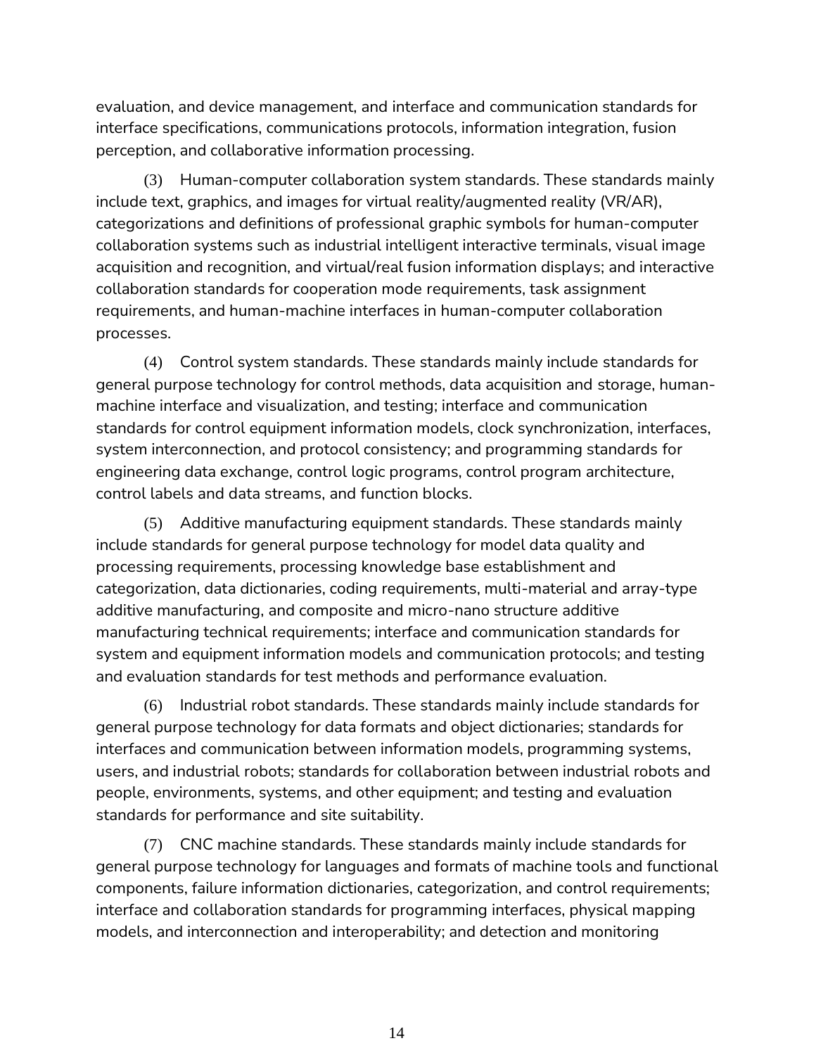evaluation, and device management, and interface and communication standards for interface specifications, communications protocols, information integration, fusion perception, and collaborative information processing.

(3) Human-computer collaboration system standards. These standards mainly include text, graphics, and images for virtual reality/augmented reality (VR/AR), categorizations and definitions of professional graphic symbols for human-computer collaboration systems such as industrial intelligent interactive terminals, visual image acquisition and recognition, and virtual/real fusion information displays; and interactive collaboration standards for cooperation mode requirements, task assignment requirements, and human-machine interfaces in human-computer collaboration processes.

(4) Control system standards. These standards mainly include standards for general purpose technology for control methods, data acquisition and storage, human-machine interface and visualization, and testing; interface and communication standards for control equipment information models, clock synchronization, interfaces, system interconnection, and protocol consistency; and programming standards for engineering data exchange, control logic programs, control program architecture, control labels and data streams, and function blocks.

(5) Additive manufacturing equipment standards. These standards mainly include standards for general purpose technology for model data quality and processing requirements, processing knowledge base establishment and categorization, data dictionaries, coding requirements, multi-material and array-type additive manufacturing, and composite and micro-nano structure additive manufacturing technical requirements; interface and communication standards for system and equipment information models and communication protocols; and testing and evaluation standards for test methods and performance evaluation.

(6) Industrial robot standards. These standards mainly include standards for general purpose technology for data formats and object dictionaries; standards for interfaces and communication between information models, programming systems, users, and industrial robots; standards for collaboration between industrial robots and people, environments, systems, and other equipment; and testing and evaluation standards for performance and site suitability.

(7) CNC machine standards. These standards mainly include standards for general purpose technology for languages and formats of machine tools and functional components, failure information dictionaries, categorization, and control requirements; interface and collaboration standards for programming interfaces, physical mapping models, and interconnection and interoperability; and detection and monitoring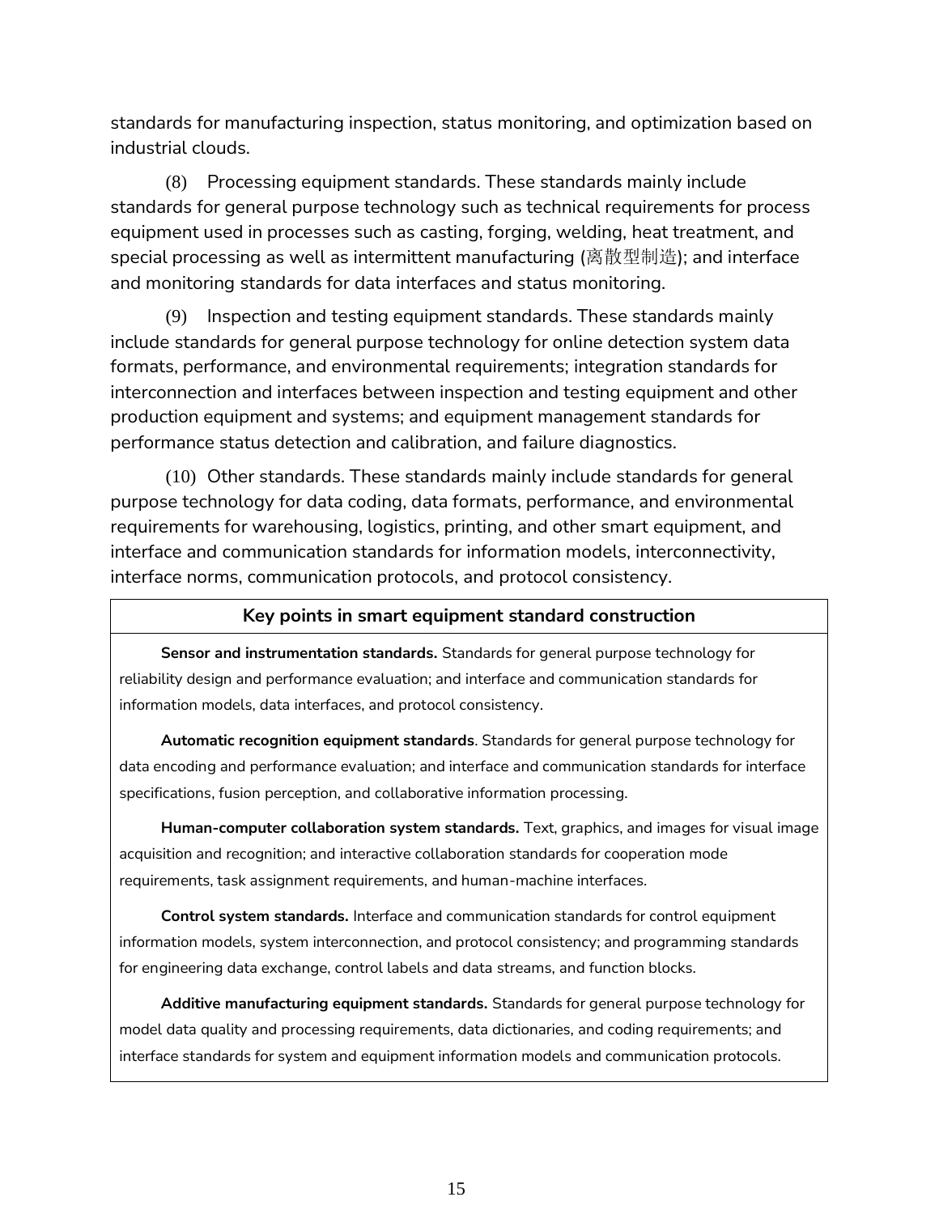standards for manufacturing inspection, status monitoring, and optimization based on industrial clouds.

(8) Processing equipment standards. These standards mainly include standards for general purpose technology such as technical requirements for process equipment used in processes such as casting, forging, welding, heat treatment, and special processing as well as intermittent manufacturing (离散型制造); and interface and monitoring standards for data interfaces and status monitoring.

(9) Inspection and testing equipment standards. These standards mainly include standards for general purpose technology for online detection system data formats, performance, and environmental requirements; integration standards for interconnection and interfaces between inspection and testing equipment and other production equipment and systems; and equipment management standards for performance status detection and calibration, and failure diagnostics.

(10) Other standards. These standards mainly include standards for general purpose technology for data coding, data formats, performance, and environmental requirements for warehousing, logistics, printing, and other smart equipment, and interface and communication standards for information models, interconnectivity, interface norms, communication protocols, and protocol consistency.

**Key points in smart equipment standard construction**

**Sensor and instrumentation standards.** Standards for general purpose technology for reliability design and performance evaluation; and interface and communication standards for information models, data interfaces, and protocol consistency.

**Automatic recognition equipment standards**. Standards for general purpose technology for data encoding and performance evaluation; and interface and communication standards for interface specifications, fusion perception, and collaborative information processing.

**Human-computer collaboration system standards.** Text, graphics, and images for visual image acquisition and recognition; and interactive collaboration standards for cooperation mode requirements, task assignment requirements, and human-machine interfaces.

**Control system standards.** Interface and communication standards for control equipment information models, system interconnection, and protocol consistency; and programming standards for engineering data exchange, control labels and data streams, and function blocks.

**Additive manufacturing equipment standards.** Standards for general purpose technology for model data quality and processing requirements, data dictionaries, and coding requirements; and interface standards for system and equipment information models and communication protocols.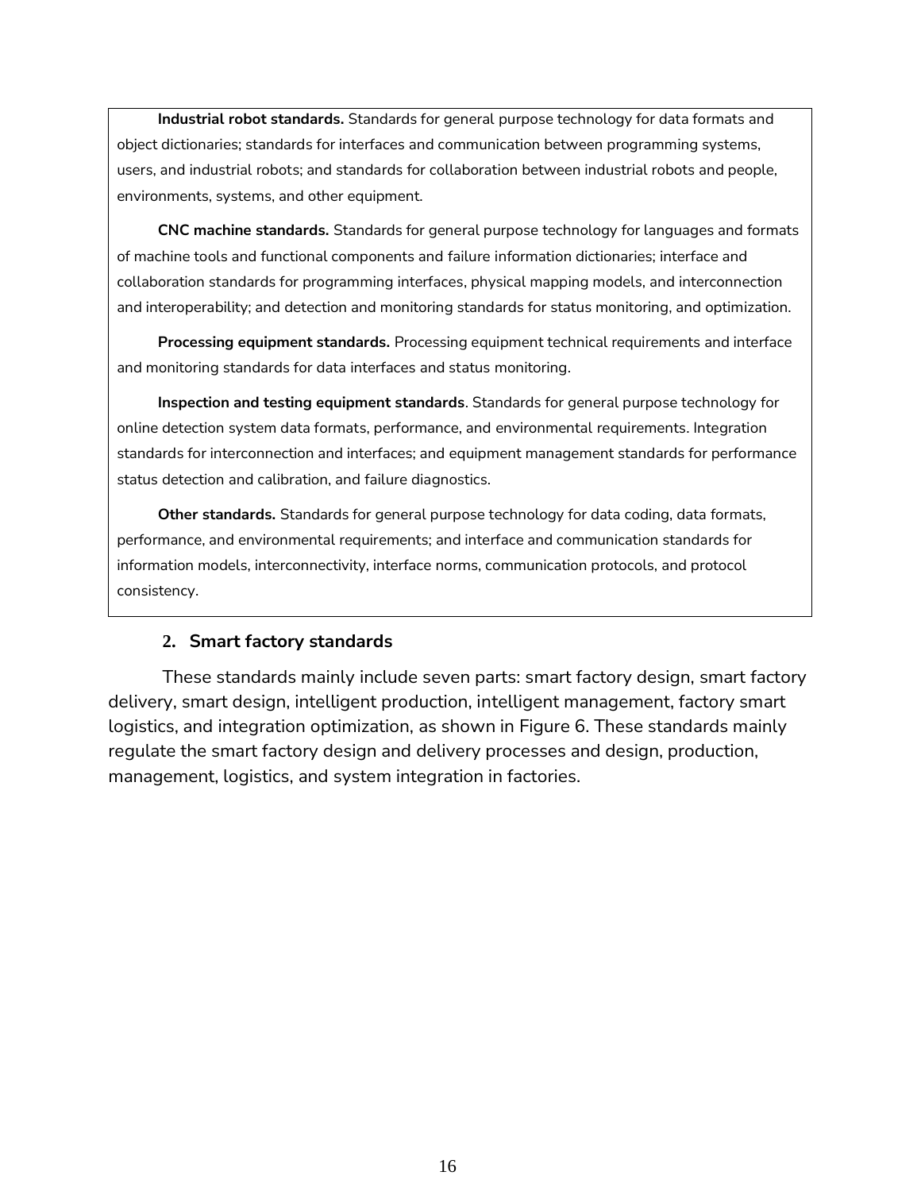**Industrial robot standards.** Standards for general purpose technology for data formats and object dictionaries; standards for interfaces and communication between programming systems, users, and industrial robots; and standards for collaboration between industrial robots and people, environments, systems, and other equipment.

**CNC machine standards.** Standards for general purpose technology for languages and formats of machine tools and functional components and failure information dictionaries; interface and collaboration standards for programming interfaces, physical mapping models, and interconnection and interoperability; and detection and monitoring standards for status monitoring, and optimization.

**Processing equipment standards.** Processing equipment technical requirements and interface and monitoring standards for data interfaces and status monitoring.

**Inspection and testing equipment standards**. Standards for general purpose technology for online detection system data formats, performance, and environmental requirements. Integration standards for interconnection and interfaces; and equipment management standards for performance status detection and calibration, and failure diagnostics.

**Other standards.** Standards for general purpose technology for data coding, data formats, performance, and environmental requirements; and interface and communication standards for information models, interconnectivity, interface norms, communication protocols, and protocol consistency.

### 2. Smart factory standards

These standards mainly include seven parts: smart factory design, smart factory delivery, smart design, intelligent production, intelligent management, factory smart logistics, and integration optimization, as shown in Figure 6. These standards mainly regulate the smart factory design and delivery processes and design, production, management, logistics, and system integration in factories.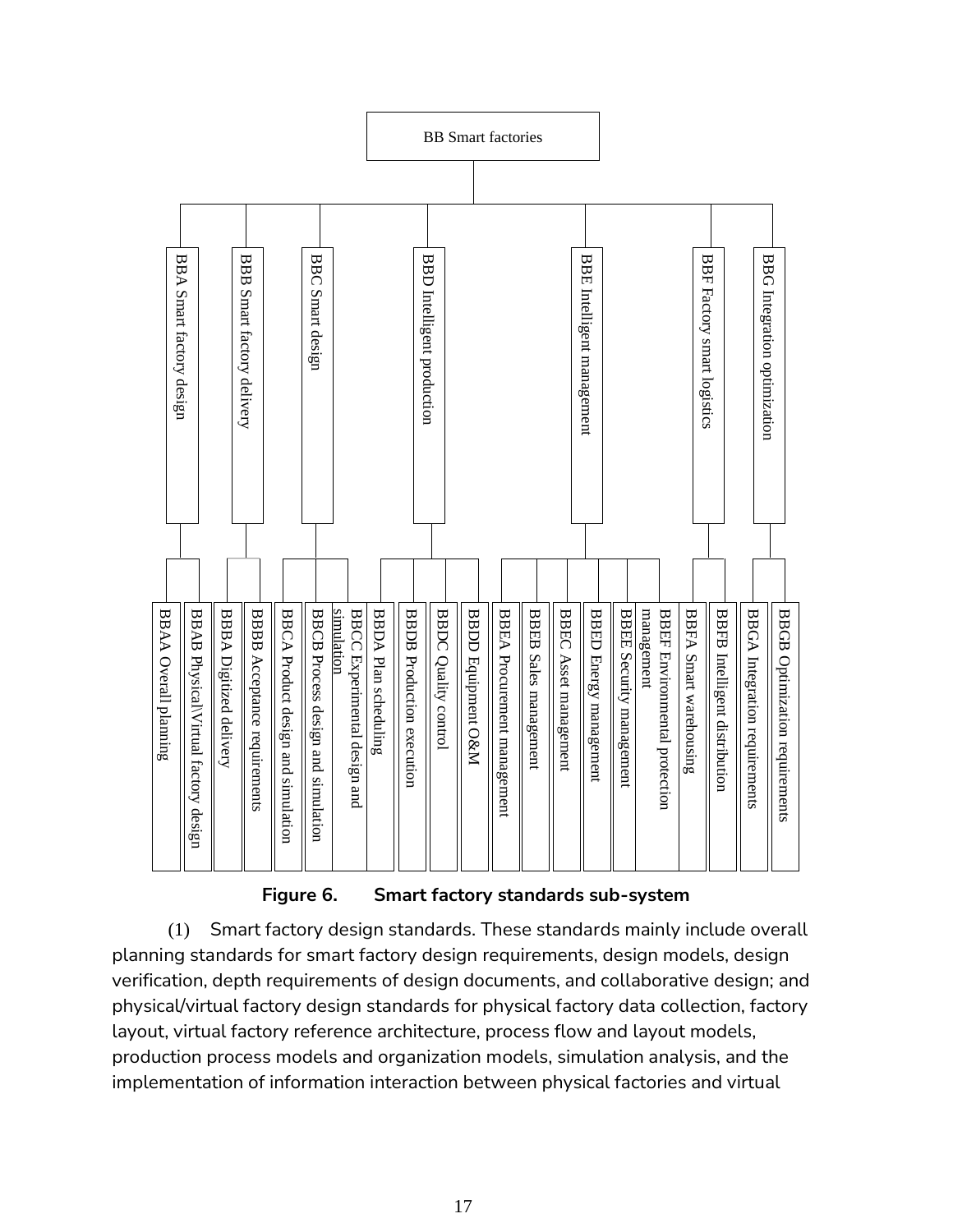- BB Smart factories
  - BBA Smart factory design
    - BBAA Overall planning
    - BBAB Physical\Virtual factory design
  - BBB Smart factory delivery
    - BBBA Digitized delivery
    - BBBB Acceptance requirements
  - BBC Smart design
    - BBCA Product design and simulation
    - BBCB Process design and simulation
    - BBCC Experimental design and simulation
  - BBD Intelligent production
    - BBDA Plan scheduling
    - BBDB Production execution
    - BBDC Quality control
    - BBDD Equipment O&M
  - BBE Intelligent management
    - BBEA Procurement management
    - BBEB Sales management
    - BBEC Asset management
    - BBED Energy management
    - BBEE Security management
    - BBEF Environmental protection management
  - BBF Factory smart logistics
    - BBFA Smart warehousing
    - BBFB Intelligent distribution
  - BBG Integration optimization
    - BBGA Integration requirements
    - BBGB Optimization requirements

**Figure 6. Smart factory standards sub-system**

(1) Smart factory design standards. These standards mainly include overall planning standards for smart factory design requirements, design models, design verification, depth requirements of design documents, and collaborative design; and physical/virtual factory design standards for physical factory data collection, factory layout, virtual factory reference architecture, process flow and layout models, production process models and organization models, simulation analysis, and the implementation of information interaction between physical factories and virtual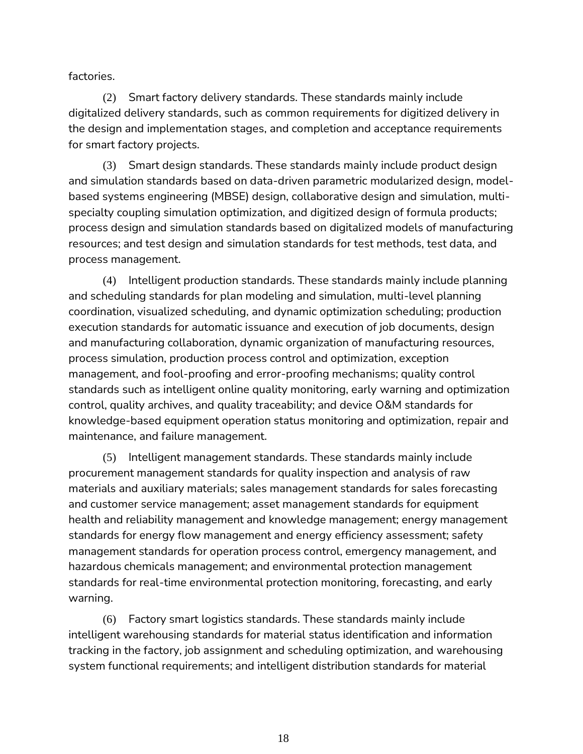factories.

(2) Smart factory delivery standards. These standards mainly include digitalized delivery standards, such as common requirements for digitized delivery in the design and implementation stages, and completion and acceptance requirements for smart factory projects.

(3) Smart design standards. These standards mainly include product design and simulation standards based on data-driven parametric modularized design, model-based systems engineering (MBSE) design, collaborative design and simulation, multi-specialty coupling simulation optimization, and digitized design of formula products; process design and simulation standards based on digitalized models of manufacturing resources; and test design and simulation standards for test methods, test data, and process management.

(4) Intelligent production standards. These standards mainly include planning and scheduling standards for plan modeling and simulation, multi-level planning coordination, visualized scheduling, and dynamic optimization scheduling; production execution standards for automatic issuance and execution of job documents, design and manufacturing collaboration, dynamic organization of manufacturing resources, process simulation, production process control and optimization, exception management, and fool-proofing and error-proofing mechanisms; quality control standards such as intelligent online quality monitoring, early warning and optimization control, quality archives, and quality traceability; and device O&M standards for knowledge-based equipment operation status monitoring and optimization, repair and maintenance, and failure management.

(5) Intelligent management standards. These standards mainly include procurement management standards for quality inspection and analysis of raw materials and auxiliary materials; sales management standards for sales forecasting and customer service management; asset management standards for equipment health and reliability management and knowledge management; energy management standards for energy flow management and energy efficiency assessment; safety management standards for operation process control, emergency management, and hazardous chemicals management; and environmental protection management standards for real-time environmental protection monitoring, forecasting, and early warning.

(6) Factory smart logistics standards. These standards mainly include intelligent warehousing standards for material status identification and information tracking in the factory, job assignment and scheduling optimization, and warehousing system functional requirements; and intelligent distribution standards for material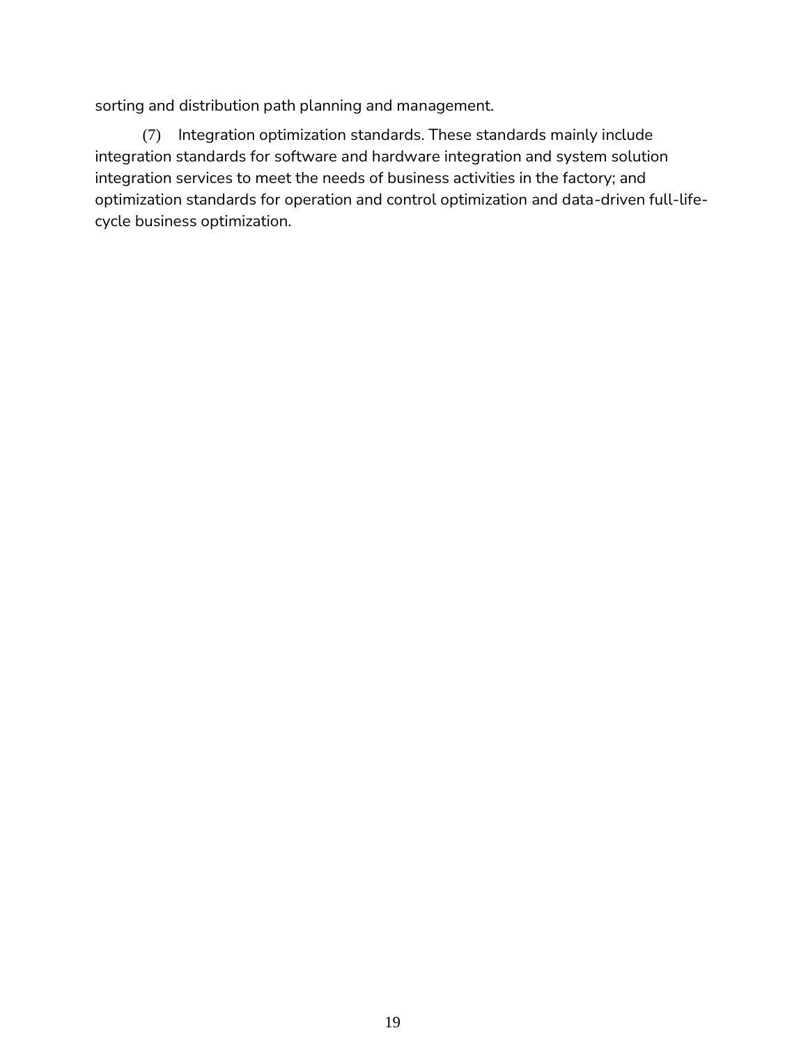sorting and distribution path planning and management.

(7) Integration optimization standards. These standards mainly include integration standards for software and hardware integration and system solution integration services to meet the needs of business activities in the factory; and optimization standards for operation and control optimization and data-driven full-life-cycle business optimization.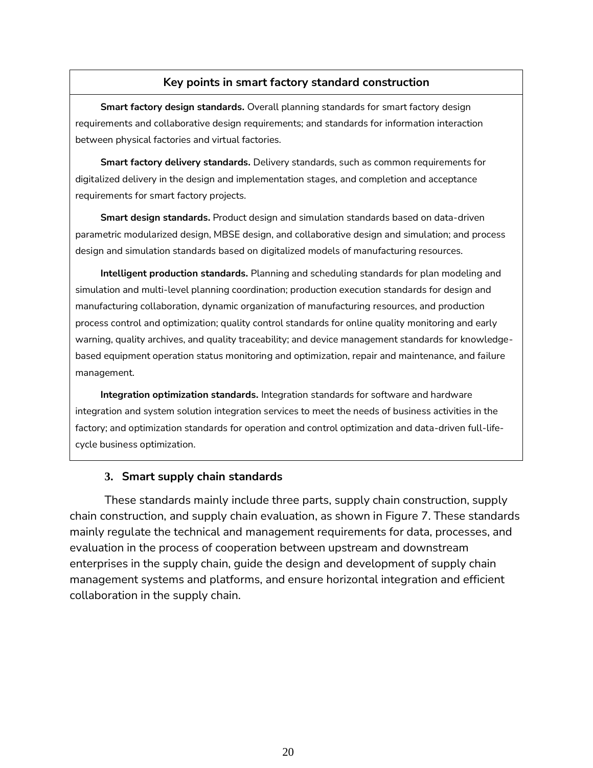**Key points in smart factory standard construction**

**Smart factory design standards.** Overall planning standards for smart factory design requirements and collaborative design requirements; and standards for information interaction between physical factories and virtual factories.

**Smart factory delivery standards.** Delivery standards, such as common requirements for digitalized delivery in the design and implementation stages, and completion and acceptance requirements for smart factory projects.

**Smart design standards.** Product design and simulation standards based on data-driven parametric modularized design, MBSE design, and collaborative design and simulation; and process design and simulation standards based on digitalized models of manufacturing resources.

**Intelligent production standards.** Planning and scheduling standards for plan modeling and simulation and multi-level planning coordination; production execution standards for design and manufacturing collaboration, dynamic organization of manufacturing resources, and production process control and optimization; quality control standards for online quality monitoring and early warning, quality archives, and quality traceability; and device management standards for knowledge-based equipment operation status monitoring and optimization, repair and maintenance, and failure management.

**Integration optimization standards.** Integration standards for software and hardware integration and system solution integration services to meet the needs of business activities in the factory; and optimization standards for operation and control optimization and data-driven full-life-cycle business optimization.

### 3. Smart supply chain standards

These standards mainly include three parts, supply chain construction, supply chain construction, and supply chain evaluation, as shown in Figure 7. These standards mainly regulate the technical and management requirements for data, processes, and evaluation in the process of cooperation between upstream and downstream enterprises in the supply chain, guide the design and development of supply chain management systems and platforms, and ensure horizontal integration and efficient collaboration in the supply chain.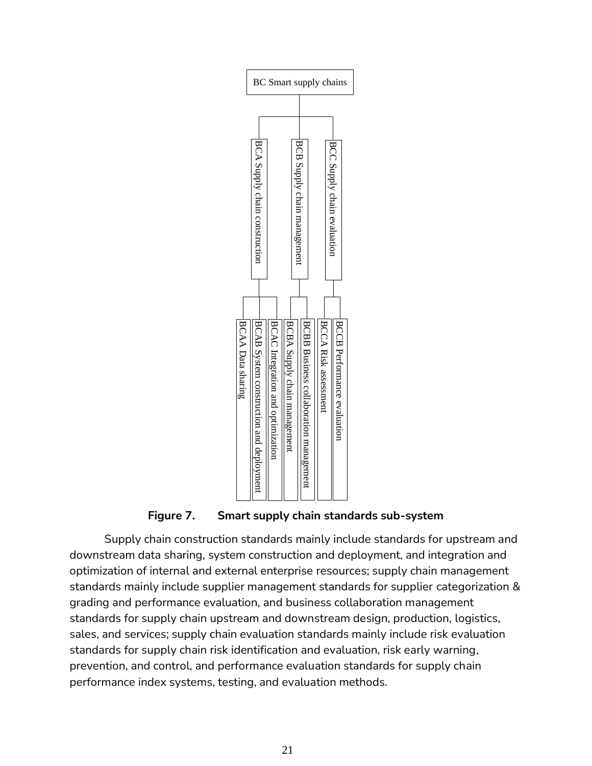- BC Smart supply chains
  - BCA Supply chain construction
    - BCAA Data sharing
    - BCAB System construction and deployment
    - BCAC Integration and optimization
  - BCB Supply chain management
    - BCBA Supply chain management
    - BCBB Business collaboration management
  - BCC Supply chain evaluation
    - BCCA Risk assessment
    - BCCB Performance evaluation

**Figure 7. Smart supply chain standards sub-system**

Supply chain construction standards mainly include standards for upstream and downstream data sharing, system construction and deployment, and integration and optimization of internal and external enterprise resources; supply chain management standards mainly include supplier management standards for supplier categorization & grading and performance evaluation, and business collaboration management standards for supply chain upstream and downstream design, production, logistics, sales, and services; supply chain evaluation standards mainly include risk evaluation standards for supply chain risk identification and evaluation, risk early warning, prevention, and control, and performance evaluation standards for supply chain performance index systems, testing, and evaluation methods.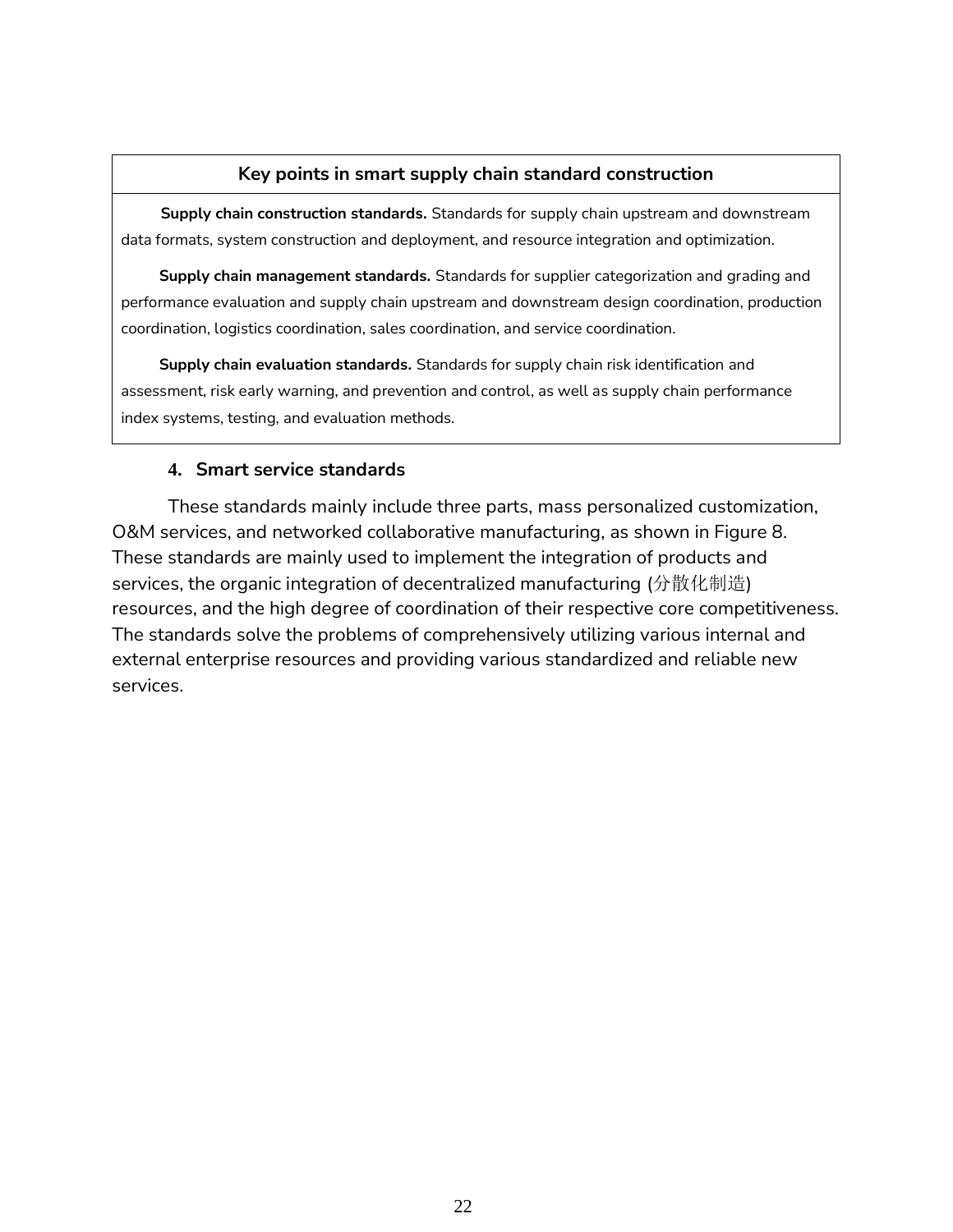**Key points in smart supply chain standard construction**

**Supply chain construction standards.** Standards for supply chain upstream and downstream data formats, system construction and deployment, and resource integration and optimization.

**Supply chain management standards.** Standards for supplier categorization and grading and performance evaluation and supply chain upstream and downstream design coordination, production coordination, logistics coordination, sales coordination, and service coordination.

**Supply chain evaluation standards.** Standards for supply chain risk identification and assessment, risk early warning, and prevention and control, as well as supply chain performance index systems, testing, and evaluation methods.

#### 4. Smart service standards

These standards mainly include three parts, mass personalized customization, O&M services, and networked collaborative manufacturing, as shown in Figure 8. These standards are mainly used to implement the integration of products and services, the organic integration of decentralized manufacturing (分散化制造) resources, and the high degree of coordination of their respective core competitiveness. The standards solve the problems of comprehensively utilizing various internal and external enterprise resources and providing various standardized and reliable new services.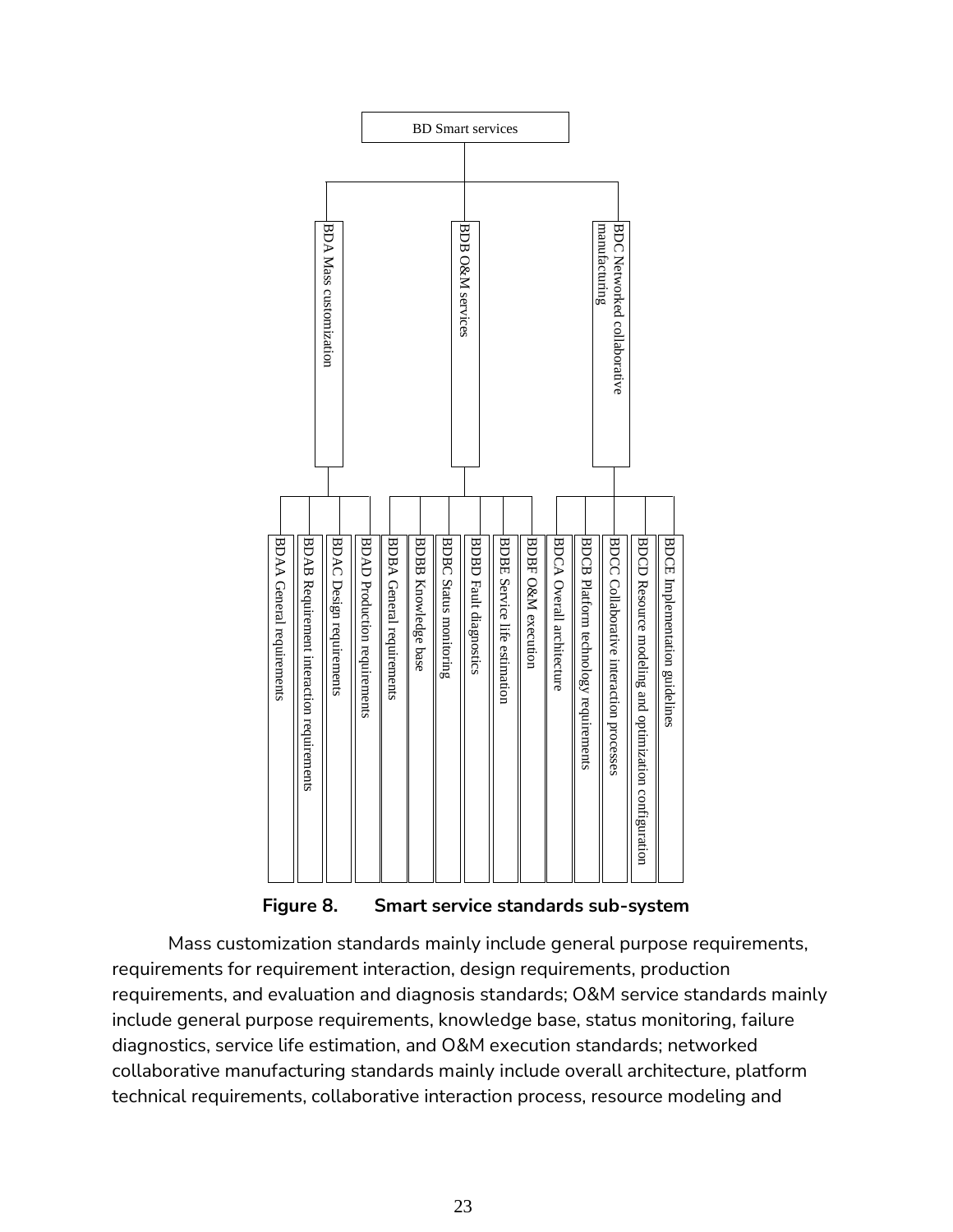BD Smart services

- BDA Mass customization
  - BDAA General requirements
  - BDAB Requirement interaction requirements
  - BDAC Design requirements
  - BDAD Production requirements
- BDB O&M services
  - BDBA General requirements
  - BDBB Knowledge base
  - BDBC Status monitoring
  - BDBD Fault diagnostics
  - BDBE Service life estimation
  - BDBF O&M execution
- BDC Networked collaborative manufacturing
  - BDCA Overall architecture
  - BDCB Platform technology requirements
  - BDCC Collaborative interaction processes
  - BDCD Resource modeling and optimization configuration
  - BDCE Implementation guidelines

**Figure 8. Smart service standards sub-system**

Mass customization standards mainly include general purpose requirements, requirements for requirement interaction, design requirements, production requirements, and evaluation and diagnosis standards; O&M service standards mainly include general purpose requirements, knowledge base, status monitoring, failure diagnostics, service life estimation, and O&M execution standards; networked collaborative manufacturing standards mainly include overall architecture, platform technical requirements, collaborative interaction process, resource modeling and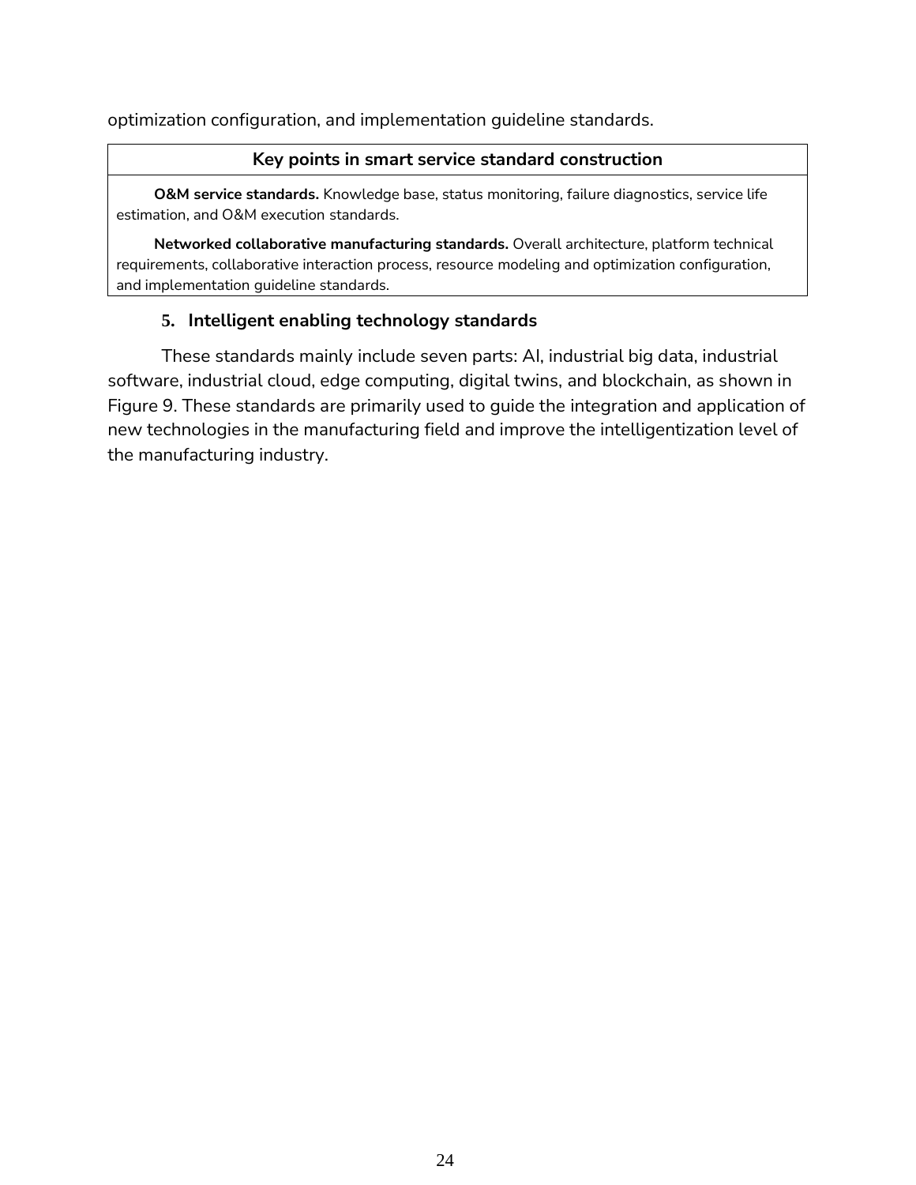optimization configuration, and implementation guideline standards.

| Key points in smart service standard construction |
| --- |
| **O&M service standards.** Knowledge base, status monitoring, failure diagnostics, service life estimation, and O&M execution standards.<br><br>**Networked collaborative manufacturing standards.** Overall architecture, platform technical requirements, collaborative interaction process, resource modeling and optimization configuration, and implementation guideline standards. |

### 5. Intelligent enabling technology standards

These standards mainly include seven parts: AI, industrial big data, industrial software, industrial cloud, edge computing, digital twins, and blockchain, as shown in Figure 9. These standards are primarily used to guide the integration and application of new technologies in the manufacturing field and improve the intelligentization level of the manufacturing industry.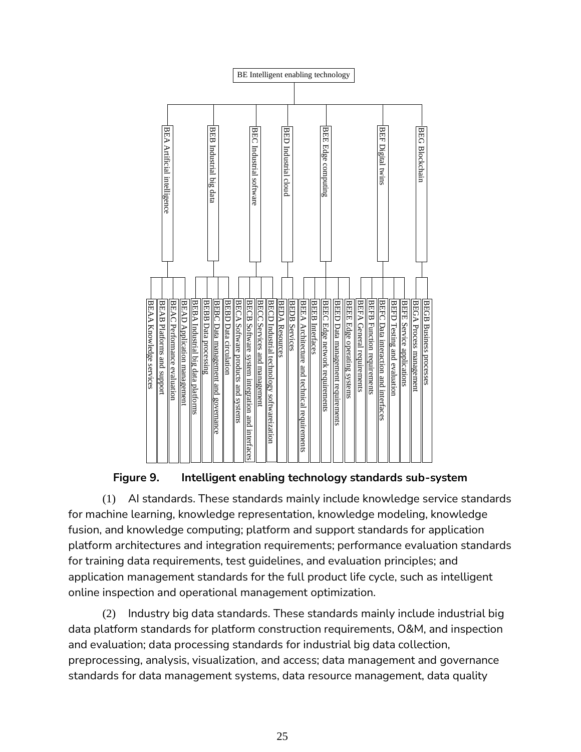- BE Intelligent enabling technology
  - BEA Artificial intelligence
    - BEAA Knowledge services
    - BEAB Platforms and support
    - BEAC Performance evaluation
    - BEAD Application management
  - BEB Industrial big data
    - BEBA Industrial big data platforms
    - BEBB Data processing
    - BEBC Data management and governance
    - BEBD Data circulation
  - BEC Industrial software
    - BECA Software products and systems
    - BECB Software system integration and interfaces
    - BECC Services and management
    - BECD Industrial technology softwareization
  - BED Industrial cloud
    - BEDA Resources
    - BEDB Services
  - BEE Edge computing
    - BEEA Architecture and technical requirements
    - BEEB Interfaces
    - BEEC Edge network requirements
    - BEED Data management requirements
    - BEEE Edge operating systems
  - BEF Digital twins
    - BEFA General requirements
    - BEFB Function requirements
    - BEFC Data interaction and interfaces
    - BEFD Testing and evaluation
    - BEFE Service applications
  - BEG Blockchain
    - BEGA Process management
    - BEGB Business processes

**Figure 9. Intelligent enabling technology standards sub-system**

(1) AI standards. These standards mainly include knowledge service standards for machine learning, knowledge representation, knowledge modeling, knowledge fusion, and knowledge computing; platform and support standards for application platform architectures and integration requirements; performance evaluation standards for training data requirements, test guidelines, and evaluation principles; and application management standards for the full product life cycle, such as intelligent online inspection and operational management optimization.

(2) Industry big data standards. These standards mainly include industrial big data platform standards for platform construction requirements, O&M, and inspection and evaluation; data processing standards for industrial big data collection, preprocessing, analysis, visualization, and access; data management and governance standards for data management systems, data resource management, data quality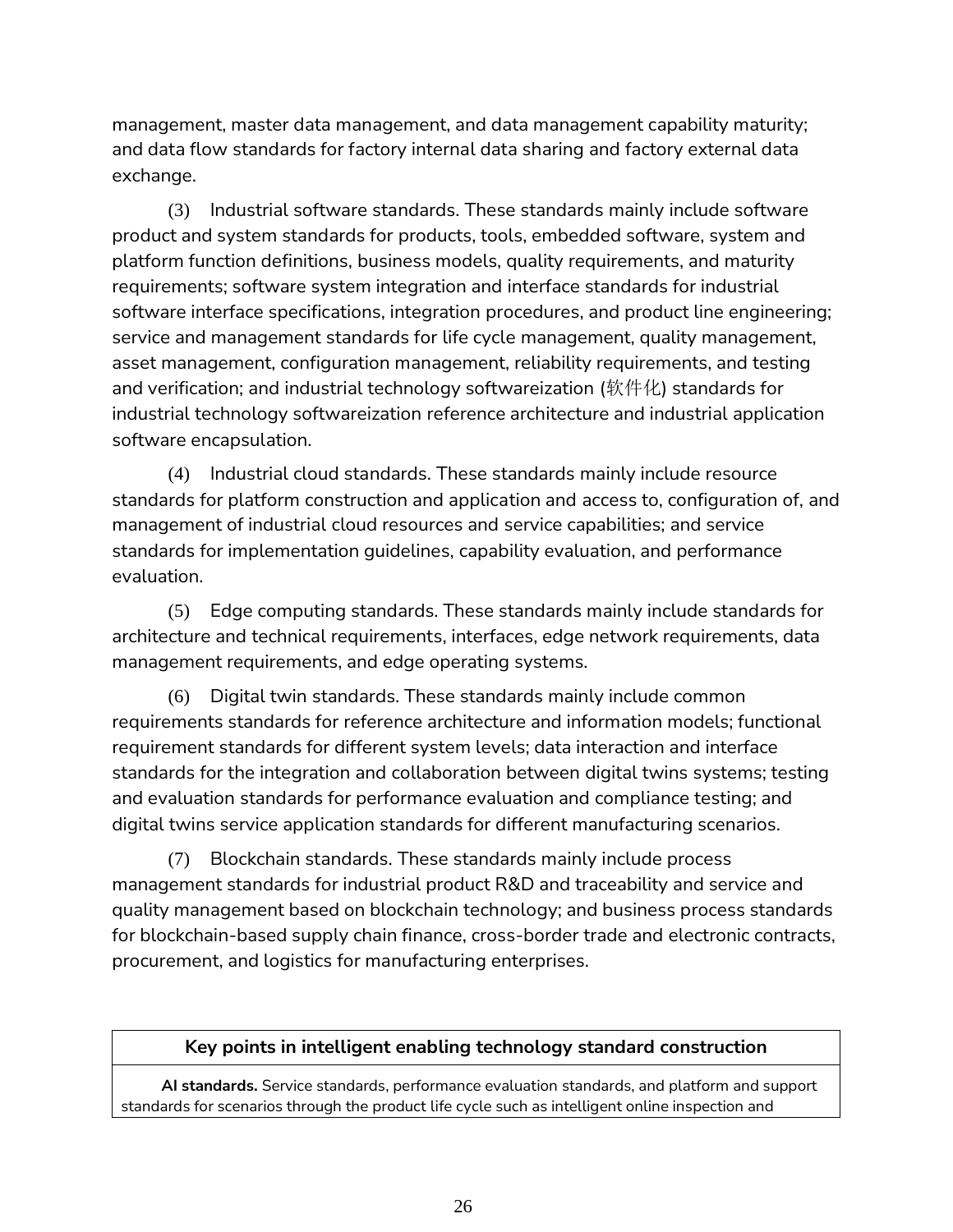management, master data management, and data management capability maturity; and data flow standards for factory internal data sharing and factory external data exchange.

(3) Industrial software standards. These standards mainly include software product and system standards for products, tools, embedded software, system and platform function definitions, business models, quality requirements, and maturity requirements; software system integration and interface standards for industrial software interface specifications, integration procedures, and product line engineering; service and management standards for life cycle management, quality management, asset management, configuration management, reliability requirements, and testing and verification; and industrial technology softwareization (软件化) standards for industrial technology softwareization reference architecture and industrial application software encapsulation.

(4) Industrial cloud standards. These standards mainly include resource standards for platform construction and application and access to, configuration of, and management of industrial cloud resources and service capabilities; and service standards for implementation guidelines, capability evaluation, and performance evaluation.

(5) Edge computing standards. These standards mainly include standards for architecture and technical requirements, interfaces, edge network requirements, data management requirements, and edge operating systems.

(6) Digital twin standards. These standards mainly include common requirements standards for reference architecture and information models; functional requirement standards for different system levels; data interaction and interface standards for the integration and collaboration between digital twins systems; testing and evaluation standards for performance evaluation and compliance testing; and digital twins service application standards for different manufacturing scenarios.

(7) Blockchain standards. These standards mainly include process management standards for industrial product R&D and traceability and service and quality management based on blockchain technology; and business process standards for blockchain-based supply chain finance, cross-border trade and electronic contracts, procurement, and logistics for manufacturing enterprises.

| Key points in intelligent enabling technology standard construction |
| --- |
| **AI standards.** Service standards, performance evaluation standards, and platform and support standards for scenarios through the product life cycle such as intelligent online inspection and |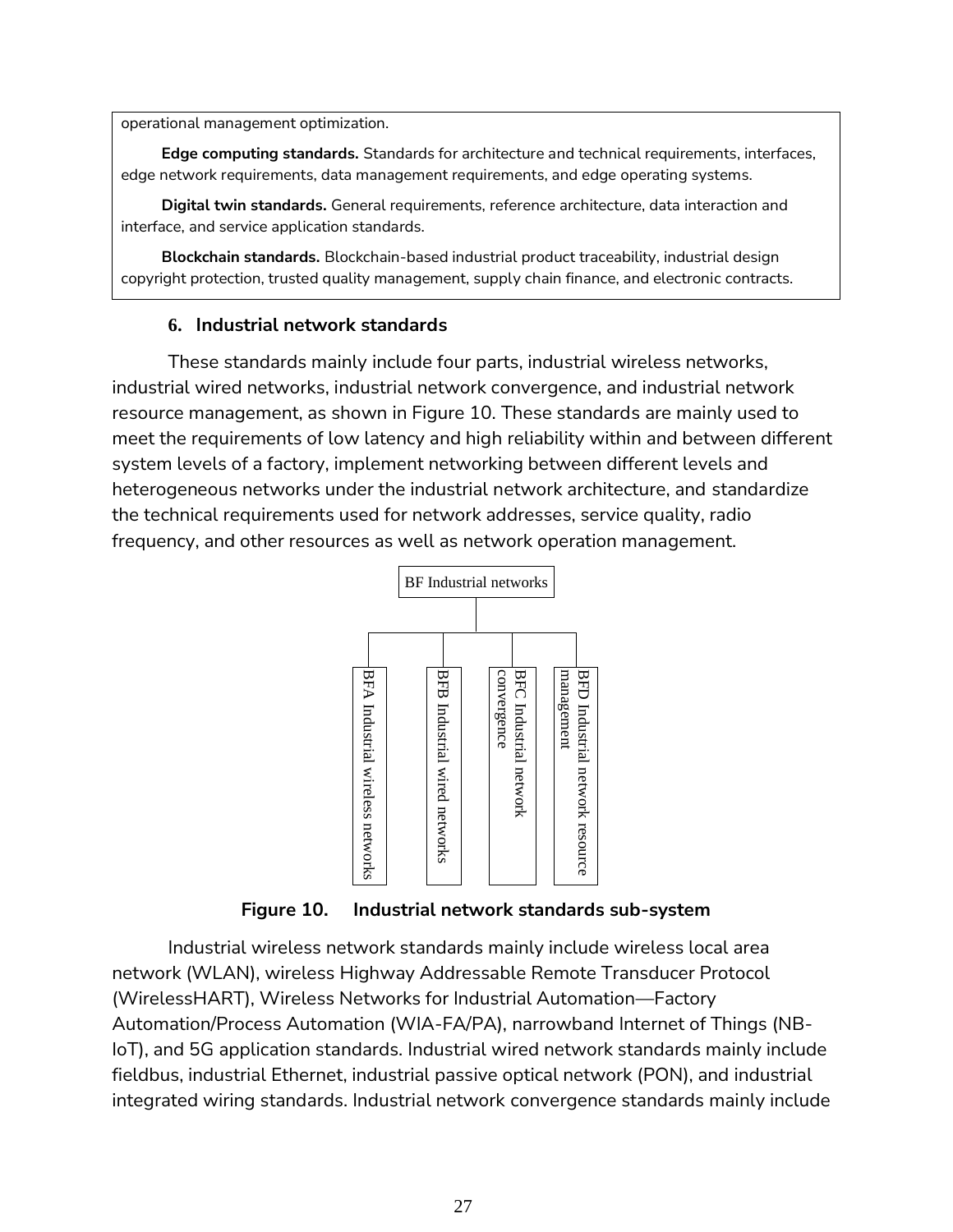operational management optimization.

**Edge computing standards.** Standards for architecture and technical requirements, interfaces, edge network requirements, data management requirements, and edge operating systems.

**Digital twin standards.** General requirements, reference architecture, data interaction and interface, and service application standards.

**Blockchain standards.** Blockchain-based industrial product traceability, industrial design copyright protection, trusted quality management, supply chain finance, and electronic contracts.

### 6. Industrial network standards

These standards mainly include four parts, industrial wireless networks, industrial wired networks, industrial network convergence, and industrial network resource management, as shown in Figure 10. These standards are mainly used to meet the requirements of low latency and high reliability within and between different system levels of a factory, implement networking between different levels and heterogeneous networks under the industrial network architecture, and standardize the technical requirements used for network addresses, service quality, radio frequency, and other resources as well as network operation management.

BF Industrial networks

- BFA Industrial wireless networks
- BFB Industrial wired networks
- BFC Industrial network convergence
- BFD Industrial network resource management

**Figure 10. Industrial network standards sub-system**

Industrial wireless network standards mainly include wireless local area network (WLAN), wireless Highway Addressable Remote Transducer Protocol (WirelessHART), Wireless Networks for Industrial Automation—Factory Automation/Process Automation (WIA-FA/PA), narrowband Internet of Things (NB-IoT), and 5G application standards. Industrial wired network standards mainly include fieldbus, industrial Ethernet, industrial passive optical network (PON), and industrial integrated wiring standards. Industrial network convergence standards mainly include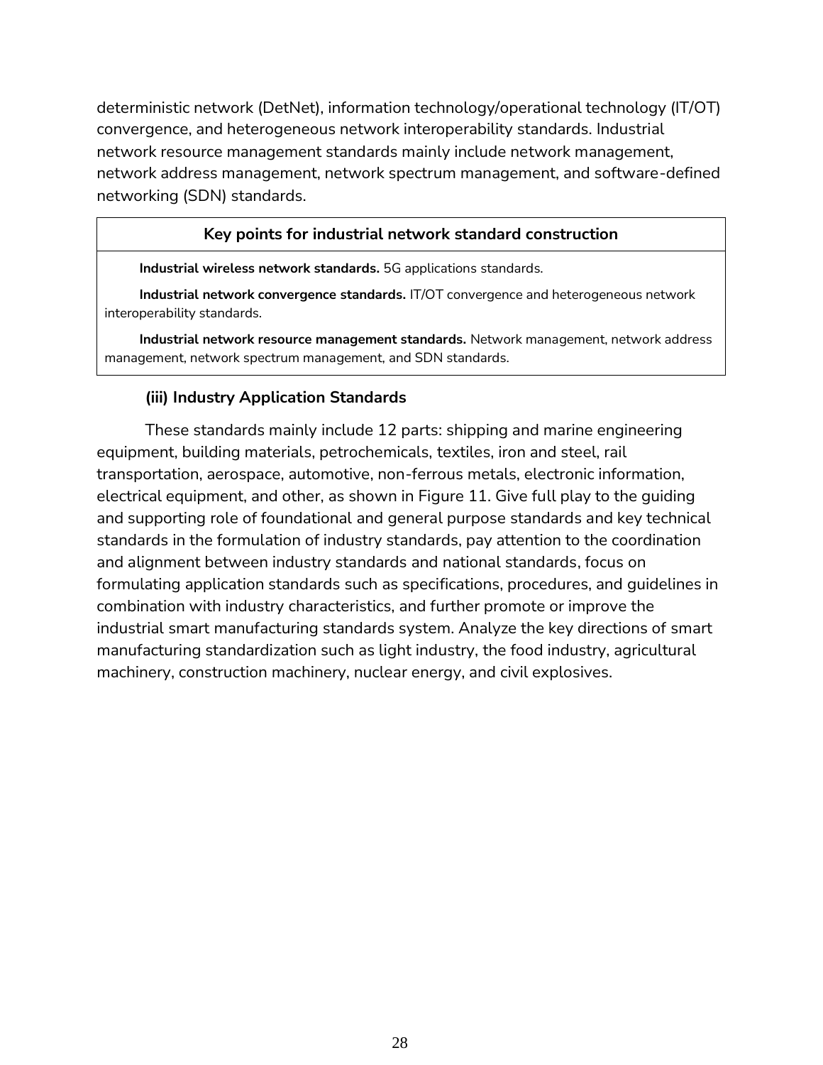deterministic network (DetNet), information technology/operational technology (IT/OT) convergence, and heterogeneous network interoperability standards. Industrial network resource management standards mainly include network management, network address management, network spectrum management, and software-defined networking (SDN) standards.

| Key points for industrial network standard construction |
| --- |
| **Industrial wireless network standards.** 5G applications standards. |
| **Industrial network convergence standards.** IT/OT convergence and heterogeneous network interoperability standards. |
| **Industrial network resource management standards.** Network management, network address management, network spectrum management, and SDN standards. |

### (iii) Industry Application Standards

These standards mainly include 12 parts: shipping and marine engineering equipment, building materials, petrochemicals, textiles, iron and steel, rail transportation, aerospace, automotive, non-ferrous metals, electronic information, electrical equipment, and other, as shown in Figure 11. Give full play to the guiding and supporting role of foundational and general purpose standards and key technical standards in the formulation of industry standards, pay attention to the coordination and alignment between industry standards and national standards, focus on formulating application standards such as specifications, procedures, and guidelines in combination with industry characteristics, and further promote or improve the industrial smart manufacturing standards system. Analyze the key directions of smart manufacturing standardization such as light industry, the food industry, agricultural machinery, construction machinery, nuclear energy, and civil explosives.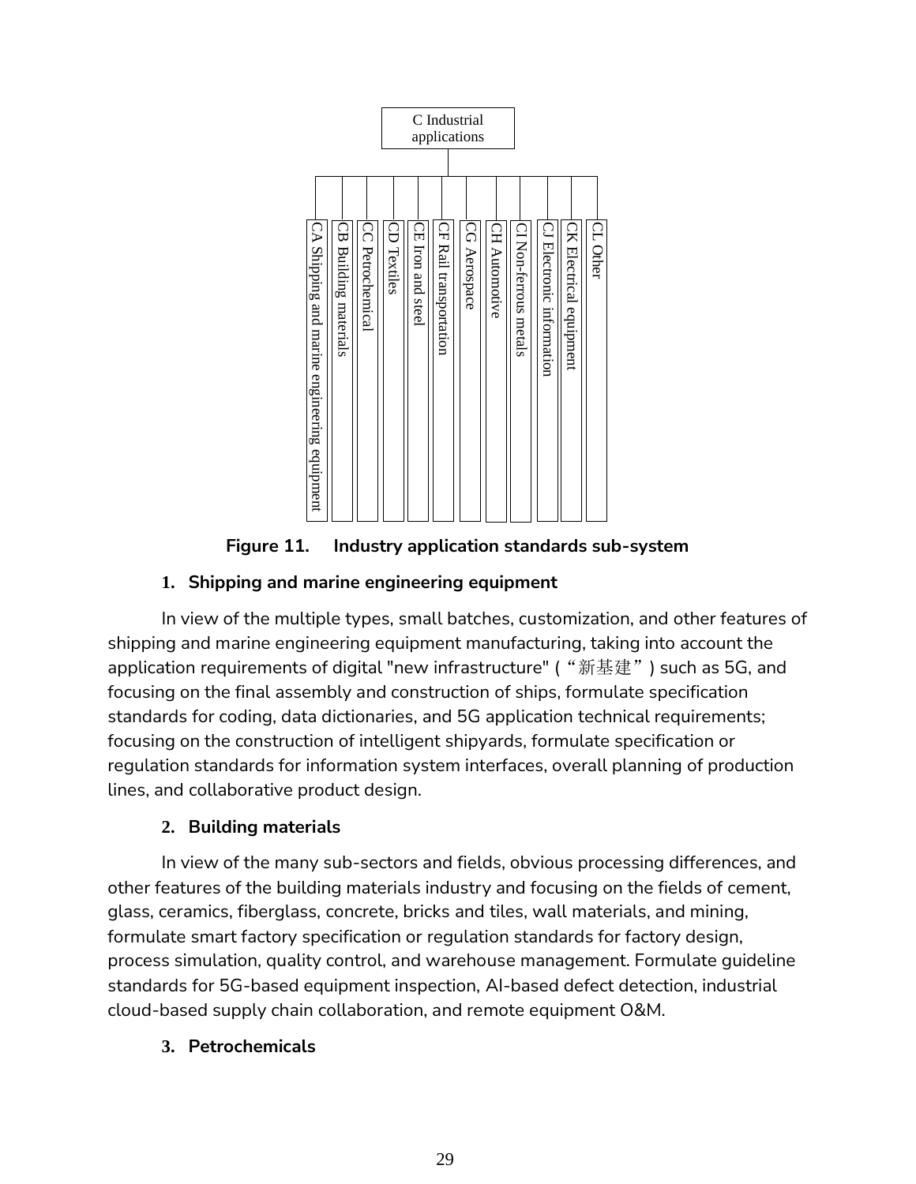C Industrial applications

- CA Shipping and marine engineering equipment
- CB Building materials
- CC Petrochemical
- CD Textiles
- CE Iron and steel
- CF Rail transportation
- CG Aerospace
- CH Automotive
- CI Non-ferrous metals
- CJ Electronic information
- CK Electrical equipment
- CL Other

**Figure 11. Industry application standards sub-system**

### 1. Shipping and marine engineering equipment

In view of the multiple types, small batches, customization, and other features of shipping and marine engineering equipment manufacturing, taking into account the application requirements of digital "new infrastructure" (“新基建”) such as 5G, and focusing on the final assembly and construction of ships, formulate specification standards for coding, data dictionaries, and 5G application technical requirements; focusing on the construction of intelligent shipyards, formulate specification or regulation standards for information system interfaces, overall planning of production lines, and collaborative product design.

### 2. Building materials

In view of the many sub-sectors and fields, obvious processing differences, and other features of the building materials industry and focusing on the fields of cement, glass, ceramics, fiberglass, concrete, bricks and tiles, wall materials, and mining, formulate smart factory specification or regulation standards for factory design, process simulation, quality control, and warehouse management. Formulate guideline standards for 5G-based equipment inspection, AI-based defect detection, industrial cloud-based supply chain collaboration, and remote equipment O&M.

### 3. Petrochemicals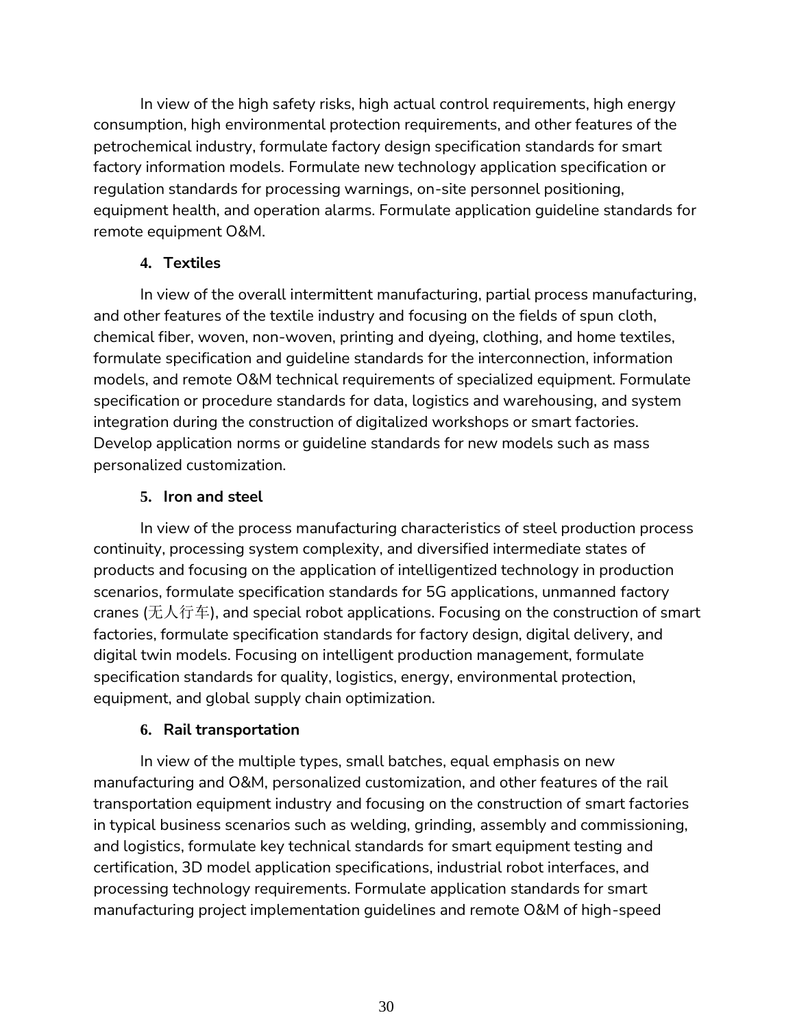In view of the high safety risks, high actual control requirements, high energy consumption, high environmental protection requirements, and other features of the petrochemical industry, formulate factory design specification standards for smart factory information models. Formulate new technology application specification or regulation standards for processing warnings, on-site personnel positioning, equipment health, and operation alarms. Formulate application guideline standards for remote equipment O&M.

**4. Textiles**

In view of the overall intermittent manufacturing, partial process manufacturing, and other features of the textile industry and focusing on the fields of spun cloth, chemical fiber, woven, non-woven, printing and dyeing, clothing, and home textiles, formulate specification and guideline standards for the interconnection, information models, and remote O&M technical requirements of specialized equipment. Formulate specification or procedure standards for data, logistics and warehousing, and system integration during the construction of digitalized workshops or smart factories. Develop application norms or guideline standards for new models such as mass personalized customization.

**5. Iron and steel**

In view of the process manufacturing characteristics of steel production process continuity, processing system complexity, and diversified intermediate states of products and focusing on the application of intelligentized technology in production scenarios, formulate specification standards for 5G applications, unmanned factory cranes (无人行车), and special robot applications. Focusing on the construction of smart factories, formulate specification standards for factory design, digital delivery, and digital twin models. Focusing on intelligent production management, formulate specification standards for quality, logistics, energy, environmental protection, equipment, and global supply chain optimization.

**6. Rail transportation**

In view of the multiple types, small batches, equal emphasis on new manufacturing and O&M, personalized customization, and other features of the rail transportation equipment industry and focusing on the construction of smart factories in typical business scenarios such as welding, grinding, assembly and commissioning, and logistics, formulate key technical standards for smart equipment testing and certification, 3D model application specifications, industrial robot interfaces, and processing technology requirements. Formulate application standards for smart manufacturing project implementation guidelines and remote O&M of high-speed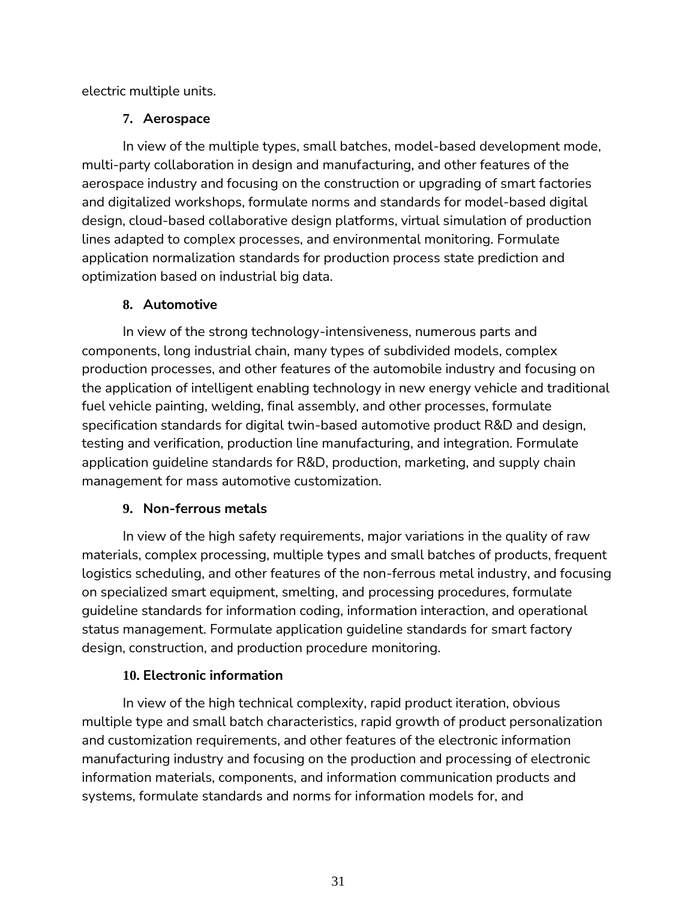electric multiple units.

#### 7. Aerospace

In view of the multiple types, small batches, model-based development mode, multi-party collaboration in design and manufacturing, and other features of the aerospace industry and focusing on the construction or upgrading of smart factories and digitalized workshops, formulate norms and standards for model-based digital design, cloud-based collaborative design platforms, virtual simulation of production lines adapted to complex processes, and environmental monitoring. Formulate application normalization standards for production process state prediction and optimization based on industrial big data.

#### 8. Automotive

In view of the strong technology-intensiveness, numerous parts and components, long industrial chain, many types of subdivided models, complex production processes, and other features of the automobile industry and focusing on the application of intelligent enabling technology in new energy vehicle and traditional fuel vehicle painting, welding, final assembly, and other processes, formulate specification standards for digital twin-based automotive product R&D and design, testing and verification, production line manufacturing, and integration. Formulate application guideline standards for R&D, production, marketing, and supply chain management for mass automotive customization.

#### 9. Non-ferrous metals

In view of the high safety requirements, major variations in the quality of raw materials, complex processing, multiple types and small batches of products, frequent logistics scheduling, and other features of the non-ferrous metal industry, and focusing on specialized smart equipment, smelting, and processing procedures, formulate guideline standards for information coding, information interaction, and operational status management. Formulate application guideline standards for smart factory design, construction, and production procedure monitoring.

#### 10. Electronic information

In view of the high technical complexity, rapid product iteration, obvious multiple type and small batch characteristics, rapid growth of product personalization and customization requirements, and other features of the electronic information manufacturing industry and focusing on the production and processing of electronic information materials, components, and information communication products and systems, formulate standards and norms for information models for, and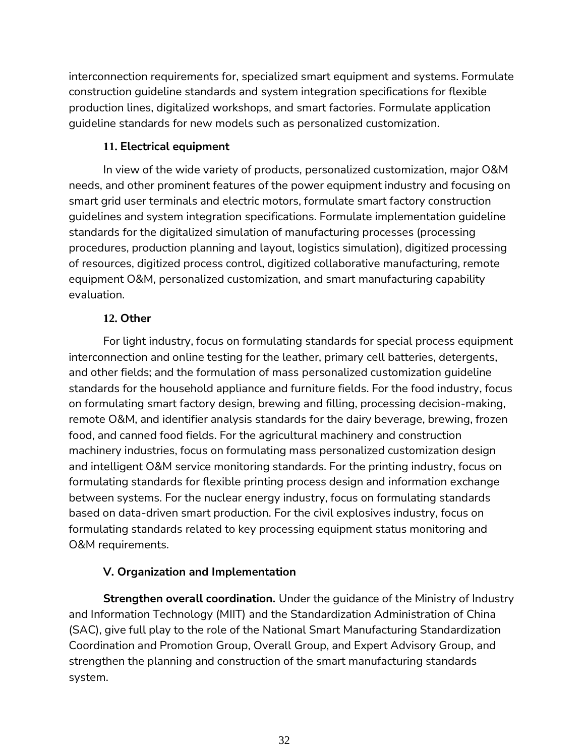interconnection requirements for, specialized smart equipment and systems. Formulate construction guideline standards and system integration specifications for flexible production lines, digitalized workshops, and smart factories. Formulate application guideline standards for new models such as personalized customization.

**11. Electrical equipment**

In view of the wide variety of products, personalized customization, major O&M needs, and other prominent features of the power equipment industry and focusing on smart grid user terminals and electric motors, formulate smart factory construction guidelines and system integration specifications. Formulate implementation guideline standards for the digitalized simulation of manufacturing processes (processing procedures, production planning and layout, logistics simulation), digitized processing of resources, digitized process control, digitized collaborative manufacturing, remote equipment O&M, personalized customization, and smart manufacturing capability evaluation.

**12. Other**

For light industry, focus on formulating standards for special process equipment interconnection and online testing for the leather, primary cell batteries, detergents, and other fields; and the formulation of mass personalized customization guideline standards for the household appliance and furniture fields. For the food industry, focus on formulating smart factory design, brewing and filling, processing decision-making, remote O&M, and identifier analysis standards for the dairy beverage, brewing, frozen food, and canned food fields. For the agricultural machinery and construction machinery industries, focus on formulating mass personalized customization design and intelligent O&M service monitoring standards. For the printing industry, focus on formulating standards for flexible printing process design and information exchange between systems. For the nuclear energy industry, focus on formulating standards based on data-driven smart production. For the civil explosives industry, focus on formulating standards related to key processing equipment status monitoring and O&M requirements.

## V. Organization and Implementation

**Strengthen overall coordination.** Under the guidance of the Ministry of Industry and Information Technology (MIIT) and the Standardization Administration of China (SAC), give full play to the role of the National Smart Manufacturing Standardization Coordination and Promotion Group, Overall Group, and Expert Advisory Group, and strengthen the planning and construction of the smart manufacturing standards system.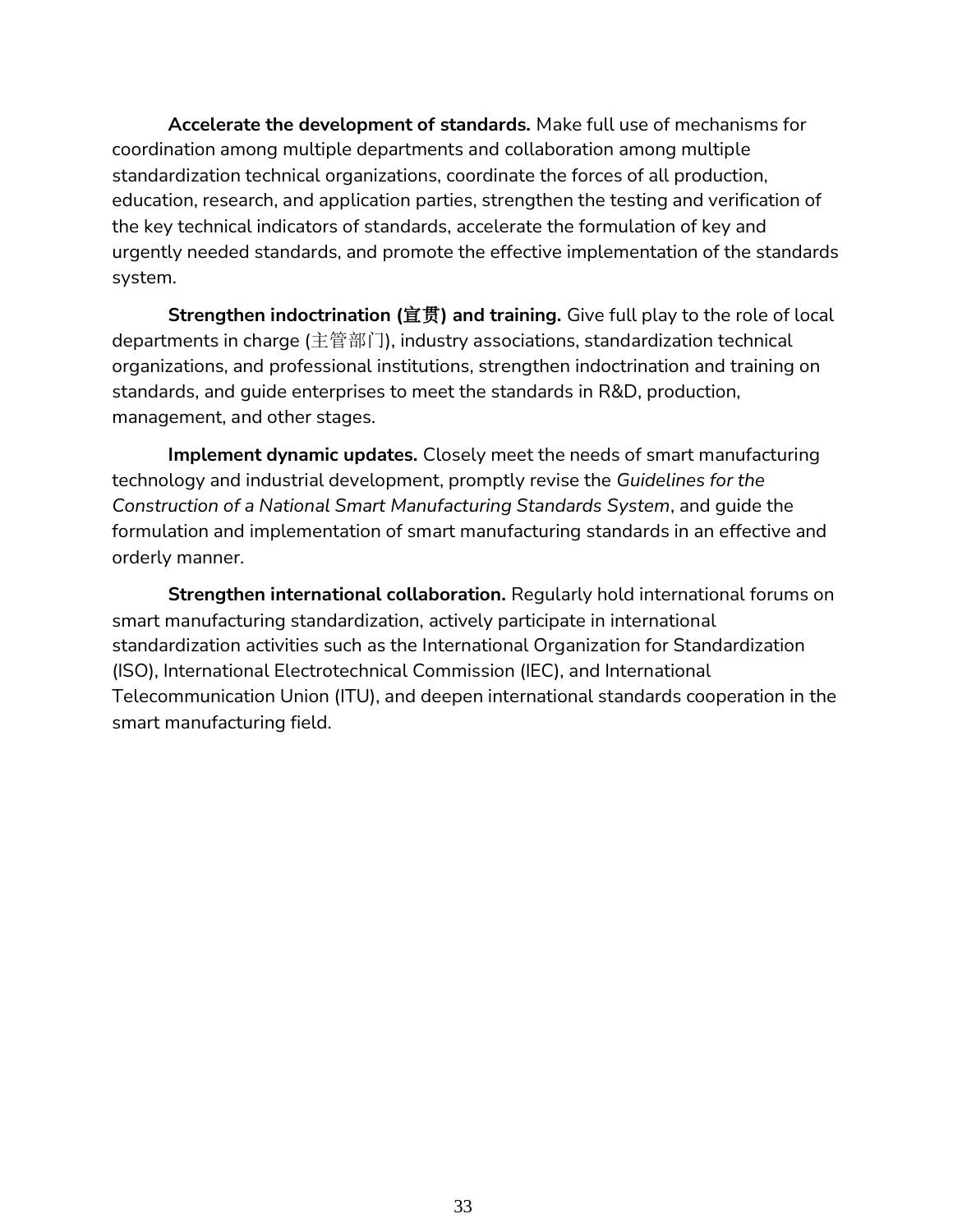**Accelerate the development of standards.** Make full use of mechanisms for coordination among multiple departments and collaboration among multiple standardization technical organizations, coordinate the forces of all production, education, research, and application parties, strengthen the testing and verification of the key technical indicators of standards, accelerate the formulation of key and urgently needed standards, and promote the effective implementation of the standards system.

**Strengthen indoctrination (宣贯) and training.** Give full play to the role of local departments in charge (主管部门), industry associations, standardization technical organizations, and professional institutions, strengthen indoctrination and training on standards, and guide enterprises to meet the standards in R&D, production, management, and other stages.

**Implement dynamic updates.** Closely meet the needs of smart manufacturing technology and industrial development, promptly revise the *Guidelines for the Construction of a National Smart Manufacturing Standards System*, and guide the formulation and implementation of smart manufacturing standards in an effective and orderly manner.

**Strengthen international collaboration.** Regularly hold international forums on smart manufacturing standardization, actively participate in international standardization activities such as the International Organization for Standardization (ISO), International Electrotechnical Commission (IEC), and International Telecommunication Union (ITU), and deepen international standards cooperation in the smart manufacturing field.